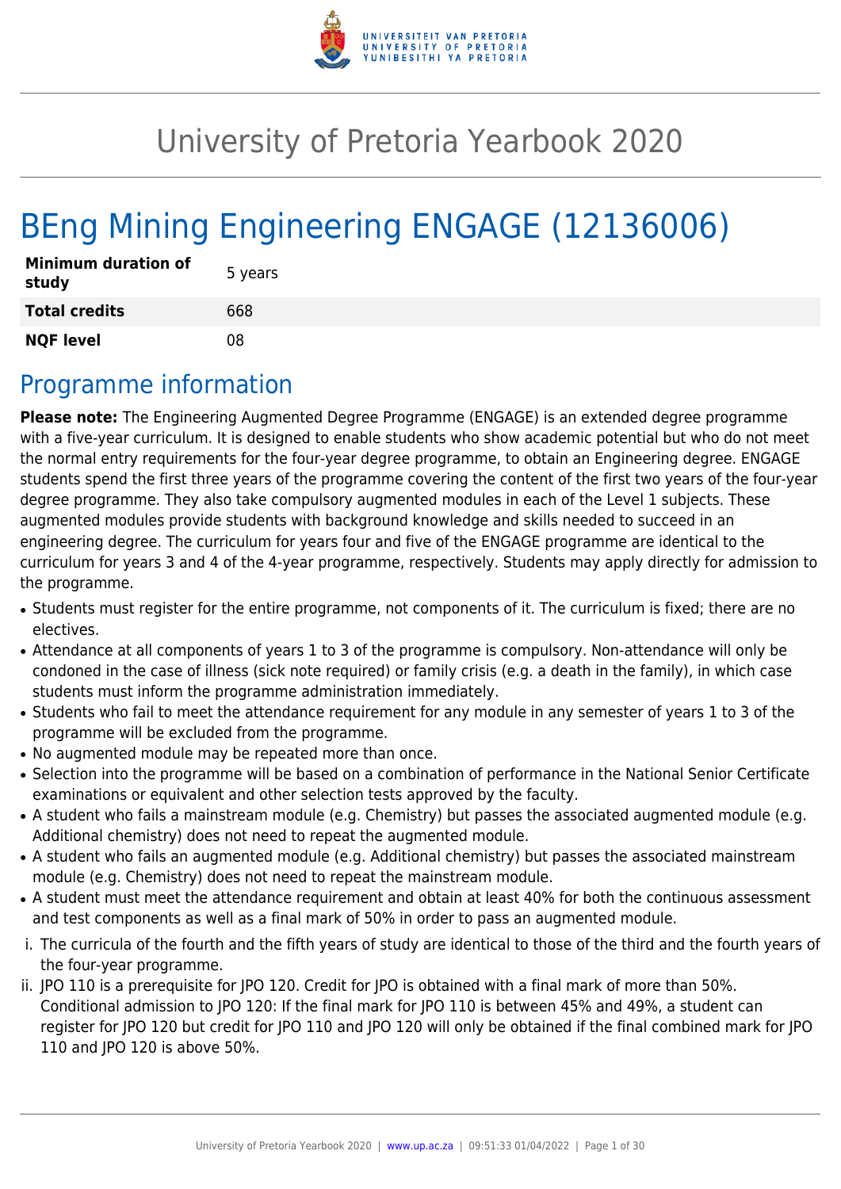# University of Pretoria Yearbook 2020

# BEng Mining Engineering ENGAGE (12136006)

| | |
|---|---|
| **Minimum duration of study** | 5 years |
| **Total credits** | 668 |
| **NQF level** | 08 |

## Programme information

**Please note:** The Engineering Augmented Degree Programme (ENGAGE) is an extended degree programme with a five-year curriculum. It is designed to enable students who show academic potential but who do not meet the normal entry requirements for the four-year degree programme, to obtain an Engineering degree. ENGAGE students spend the first three years of the programme covering the content of the first two years of the four-year degree programme. They also take compulsory augmented modules in each of the Level 1 subjects. These augmented modules provide students with background knowledge and skills needed to succeed in an engineering degree. The curriculum for years four and five of the ENGAGE programme are identical to the curriculum for years 3 and 4 of the 4-year programme, respectively. Students may apply directly for admission to the programme.

- Students must register for the entire programme, not components of it. The curriculum is fixed; there are no electives.
- Attendance at all components of years 1 to 3 of the programme is compulsory. Non-attendance will only be condoned in the case of illness (sick note required) or family crisis (e.g. a death in the family), in which case students must inform the programme administration immediately.
- Students who fail to meet the attendance requirement for any module in any semester of years 1 to 3 of the programme will be excluded from the programme.
- No augmented module may be repeated more than once.
- Selection into the programme will be based on a combination of performance in the National Senior Certificate examinations or equivalent and other selection tests approved by the faculty.
- A student who fails a mainstream module (e.g. Chemistry) but passes the associated augmented module (e.g. Additional chemistry) does not need to repeat the augmented module.
- A student who fails an augmented module (e.g. Additional chemistry) but passes the associated mainstream module (e.g. Chemistry) does not need to repeat the mainstream module.
- A student must meet the attendance requirement and obtain at least 40% for both the continuous assessment and test components as well as a final mark of 50% in order to pass an augmented module.

i. The curricula of the fourth and the fifth years of study are identical to those of the third and the fourth years of the four-year programme.
ii. JPO 110 is a prerequisite for JPO 120. Credit for JPO is obtained with a final mark of more than 50%. Conditional admission to JPO 120: If the final mark for JPO 110 is between 45% and 49%, a student can register for JPO 120 but credit for JPO 110 and JPO 120 will only be obtained if the final combined mark for JPO 110 and JPO 120 is above 50%.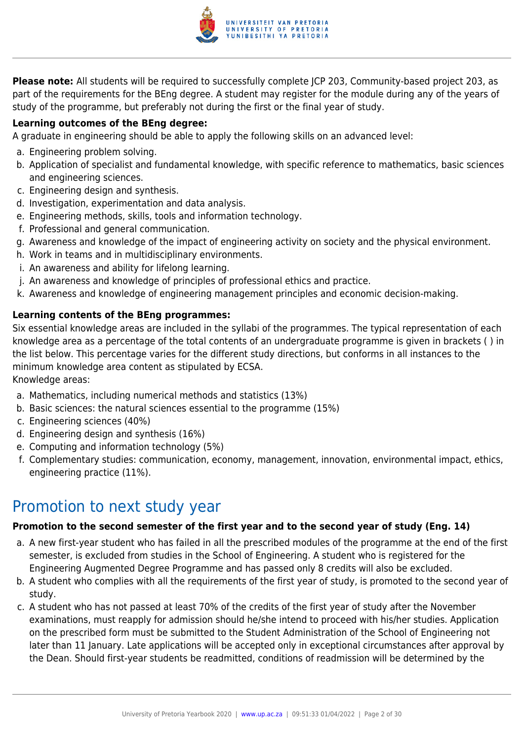**Please note:** All students will be required to successfully complete JCP 203, Community-based project 203, as part of the requirements for the BEng degree. A student may register for the module during any of the years of study of the programme, but preferably not during the first or the final year of study.

**Learning outcomes of the BEng degree:**

A graduate in engineering should be able to apply the following skills on an advanced level:

a. Engineering problem solving.
b. Application of specialist and fundamental knowledge, with specific reference to mathematics, basic sciences and engineering sciences.
c. Engineering design and synthesis.
d. Investigation, experimentation and data analysis.
e. Engineering methods, skills, tools and information technology.
f. Professional and general communication.
g. Awareness and knowledge of the impact of engineering activity on society and the physical environment.
h. Work in teams and in multidisciplinary environments.
i. An awareness and ability for lifelong learning.
j. An awareness and knowledge of principles of professional ethics and practice.
k. Awareness and knowledge of engineering management principles and economic decision-making.

**Learning contents of the BEng programmes:**

Six essential knowledge areas are included in the syllabi of the programmes. The typical representation of each knowledge area as a percentage of the total contents of an undergraduate programme is given in brackets ( ) in the list below. This percentage varies for the different study directions, but conforms in all instances to the minimum knowledge area content as stipulated by ECSA.

Knowledge areas:

a. Mathematics, including numerical methods and statistics (13%)
b. Basic sciences: the natural sciences essential to the programme (15%)
c. Engineering sciences (40%)
d. Engineering design and synthesis (16%)
e. Computing and information technology (5%)
f. Complementary studies: communication, economy, management, innovation, environmental impact, ethics, engineering practice (11%).

# Promotion to next study year

**Promotion to the second semester of the first year and to the second year of study (Eng. 14)**

a. A new first-year student who has failed in all the prescribed modules of the programme at the end of the first semester, is excluded from studies in the School of Engineering. A student who is registered for the Engineering Augmented Degree Programme and has passed only 8 credits will also be excluded.
b. A student who complies with all the requirements of the first year of study, is promoted to the second year of study.
c. A student who has not passed at least 70% of the credits of the first year of study after the November examinations, must reapply for admission should he/she intend to proceed with his/her studies. Application on the prescribed form must be submitted to the Student Administration of the School of Engineering not later than 11 January. Late applications will be accepted only in exceptional circumstances after approval by the Dean. Should first-year students be readmitted, conditions of readmission will be determined by the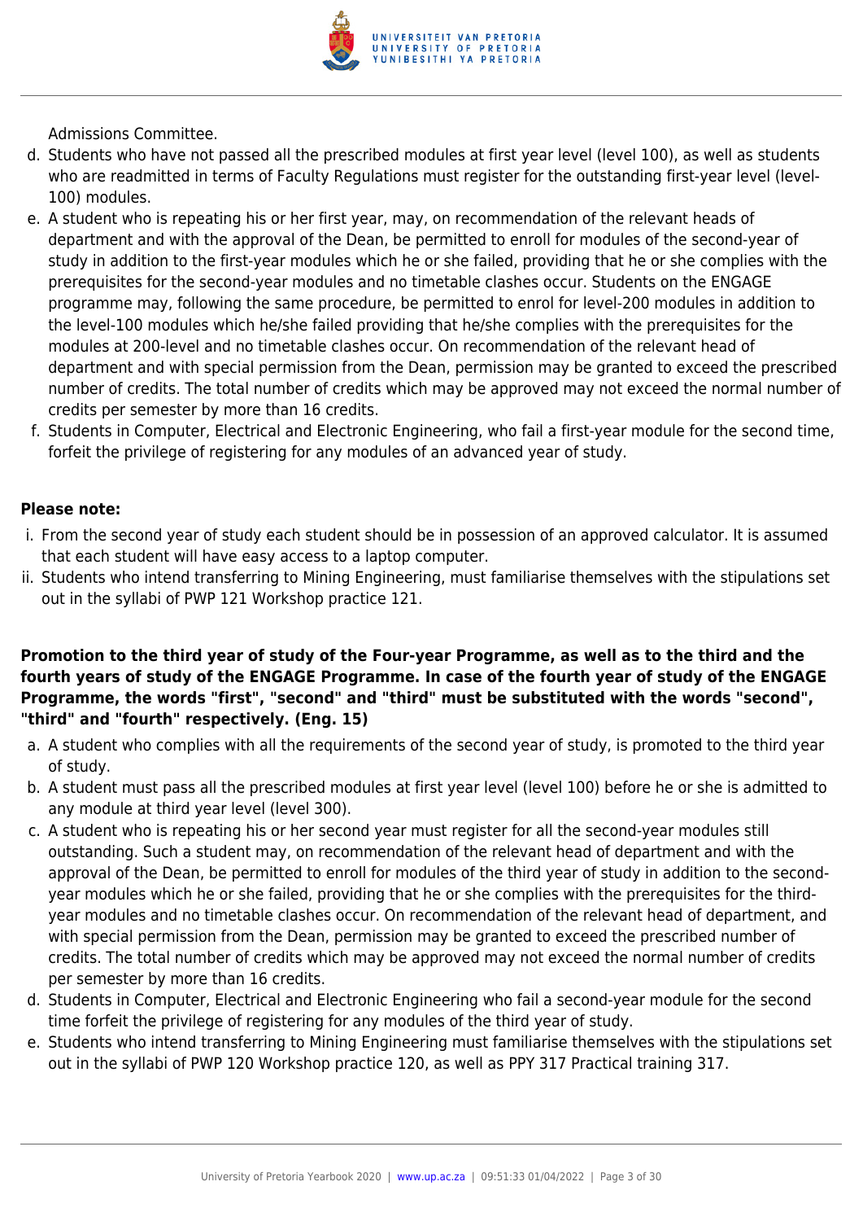Admissions Committee.

d. Students who have not passed all the prescribed modules at first year level (level 100), as well as students who are readmitted in terms of Faculty Regulations must register for the outstanding first-year level (level-100) modules.
e. A student who is repeating his or her first year, may, on recommendation of the relevant heads of department and with the approval of the Dean, be permitted to enroll for modules of the second-year of study in addition to the first-year modules which he or she failed, providing that he or she complies with the prerequisites for the second-year modules and no timetable clashes occur. Students on the ENGAGE programme may, following the same procedure, be permitted to enrol for level-200 modules in addition to the level-100 modules which he/she failed providing that he/she complies with the prerequisites for the modules at 200-level and no timetable clashes occur. On recommendation of the relevant head of department and with special permission from the Dean, permission may be granted to exceed the prescribed number of credits. The total number of credits which may be approved may not exceed the normal number of credits per semester by more than 16 credits.
f. Students in Computer, Electrical and Electronic Engineering, who fail a first-year module for the second time, forfeit the privilege of registering for any modules of an advanced year of study.

**Please note:**

i. From the second year of study each student should be in possession of an approved calculator. It is assumed that each student will have easy access to a laptop computer.
ii. Students who intend transferring to Mining Engineering, must familiarise themselves with the stipulations set out in the syllabi of PWP 121 Workshop practice 121.

**Promotion to the third year of study of the Four-year Programme, as well as to the third and the fourth years of study of the ENGAGE Programme. In case of the fourth year of study of the ENGAGE Programme, the words "first", "second" and "third" must be substituted with the words "second", "third" and "fourth" respectively. (Eng. 15)**

a. A student who complies with all the requirements of the second year of study, is promoted to the third year of study.
b. A student must pass all the prescribed modules at first year level (level 100) before he or she is admitted to any module at third year level (level 300).
c. A student who is repeating his or her second year must register for all the second-year modules still outstanding. Such a student may, on recommendation of the relevant head of department and with the approval of the Dean, be permitted to enroll for modules of the third year of study in addition to the second-year modules which he or she failed, providing that he or she complies with the prerequisites for the third-year modules and no timetable clashes occur. On recommendation of the relevant head of department, and with special permission from the Dean, permission may be granted to exceed the prescribed number of credits. The total number of credits which may be approved may not exceed the normal number of credits per semester by more than 16 credits.
d. Students in Computer, Electrical and Electronic Engineering who fail a second-year module for the second time forfeit the privilege of registering for any modules of the third year of study.
e. Students who intend transferring to Mining Engineering must familiarise themselves with the stipulations set out in the syllabi of PWP 120 Workshop practice 120, as well as PPY 317 Practical training 317.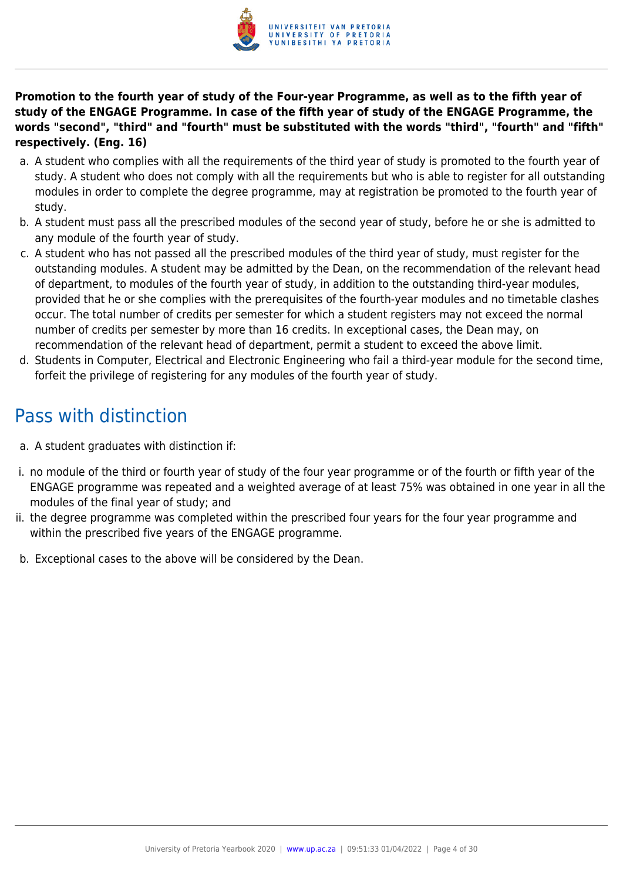**Promotion to the fourth year of study of the Four-year Programme, as well as to the fifth year of study of the ENGAGE Programme. In case of the fifth year of study of the ENGAGE Programme, the words "second", "third" and "fourth" must be substituted with the words "third", "fourth" and "fifth" respectively. (Eng. 16)**

a. A student who complies with all the requirements of the third year of study is promoted to the fourth year of study. A student who does not comply with all the requirements but who is able to register for all outstanding modules in order to complete the degree programme, may at registration be promoted to the fourth year of study.
b. A student must pass all the prescribed modules of the second year of study, before he or she is admitted to any module of the fourth year of study.
c. A student who has not passed all the prescribed modules of the third year of study, must register for the outstanding modules. A student may be admitted by the Dean, on the recommendation of the relevant head of department, to modules of the fourth year of study, in addition to the outstanding third-year modules, provided that he or she complies with the prerequisites of the fourth-year modules and no timetable clashes occur. The total number of credits per semester for which a student registers may not exceed the normal number of credits per semester by more than 16 credits. In exceptional cases, the Dean may, on recommendation of the relevant head of department, permit a student to exceed the above limit.
d. Students in Computer, Electrical and Electronic Engineering who fail a third-year module for the second time, forfeit the privilege of registering for any modules of the fourth year of study.

## Pass with distinction

a. A student graduates with distinction if:

i. no module of the third or fourth year of study of the four year programme or of the fourth or fifth year of the ENGAGE programme was repeated and a weighted average of at least 75% was obtained in one year in all the modules of the final year of study; and
ii. the degree programme was completed within the prescribed four years for the four year programme and within the prescribed five years of the ENGAGE programme.

b. Exceptional cases to the above will be considered by the Dean.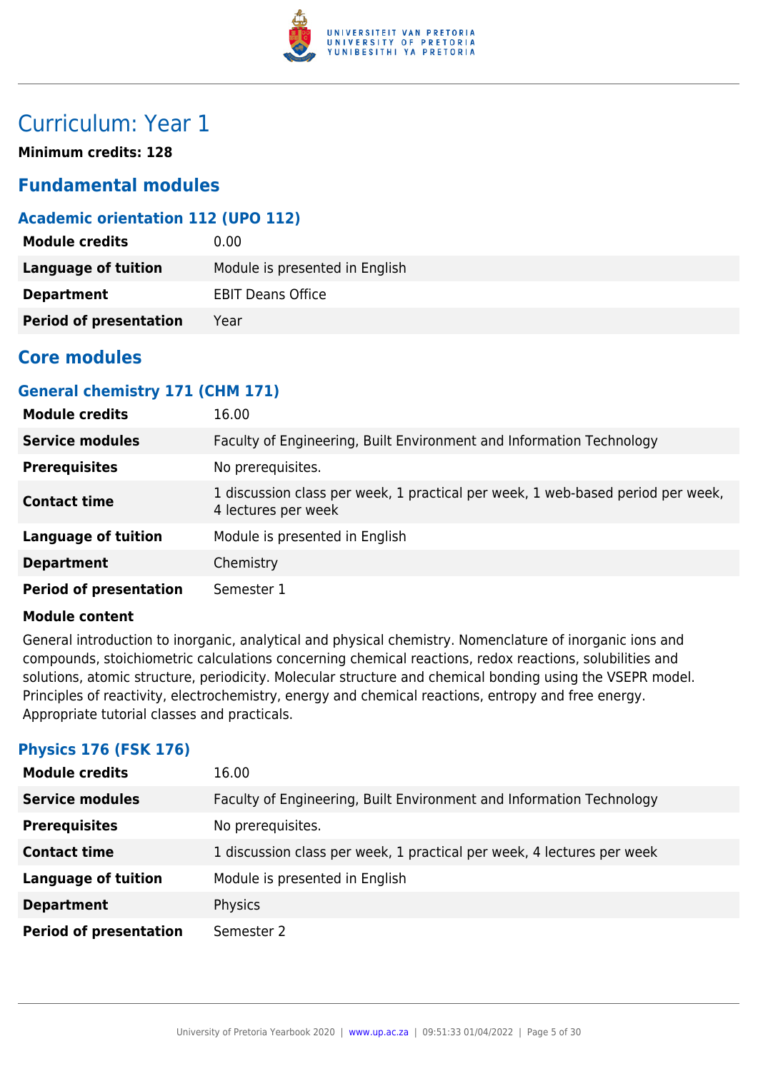# Curriculum: Year 1

**Minimum credits: 128**

## Fundamental modules

### Academic orientation 112 (UPO 112)

| | |
|---|---|
| **Module credits** | 0.00 |
| **Language of tuition** | Module is presented in English |
| **Department** | EBIT Deans Office |
| **Period of presentation** | Year |

## Core modules

### General chemistry 171 (CHM 171)

| | |
|---|---|
| **Module credits** | 16.00 |
| **Service modules** | Faculty of Engineering, Built Environment and Information Technology |
| **Prerequisites** | No prerequisites. |
| **Contact time** | 1 discussion class per week, 1 practical per week, 1 web-based period per week, 4 lectures per week |
| **Language of tuition** | Module is presented in English |
| **Department** | Chemistry |
| **Period of presentation** | Semester 1 |

**Module content**

General introduction to inorganic, analytical and physical chemistry. Nomenclature of inorganic ions and compounds, stoichiometric calculations concerning chemical reactions, redox reactions, solubilities and solutions, atomic structure, periodicity. Molecular structure and chemical bonding using the VSEPR model. Principles of reactivity, electrochemistry, energy and chemical reactions, entropy and free energy. Appropriate tutorial classes and practicals.

### Physics 176 (FSK 176)

| | |
|---|---|
| **Module credits** | 16.00 |
| **Service modules** | Faculty of Engineering, Built Environment and Information Technology |
| **Prerequisites** | No prerequisites. |
| **Contact time** | 1 discussion class per week, 1 practical per week, 4 lectures per week |
| **Language of tuition** | Module is presented in English |
| **Department** | Physics |
| **Period of presentation** | Semester 2 |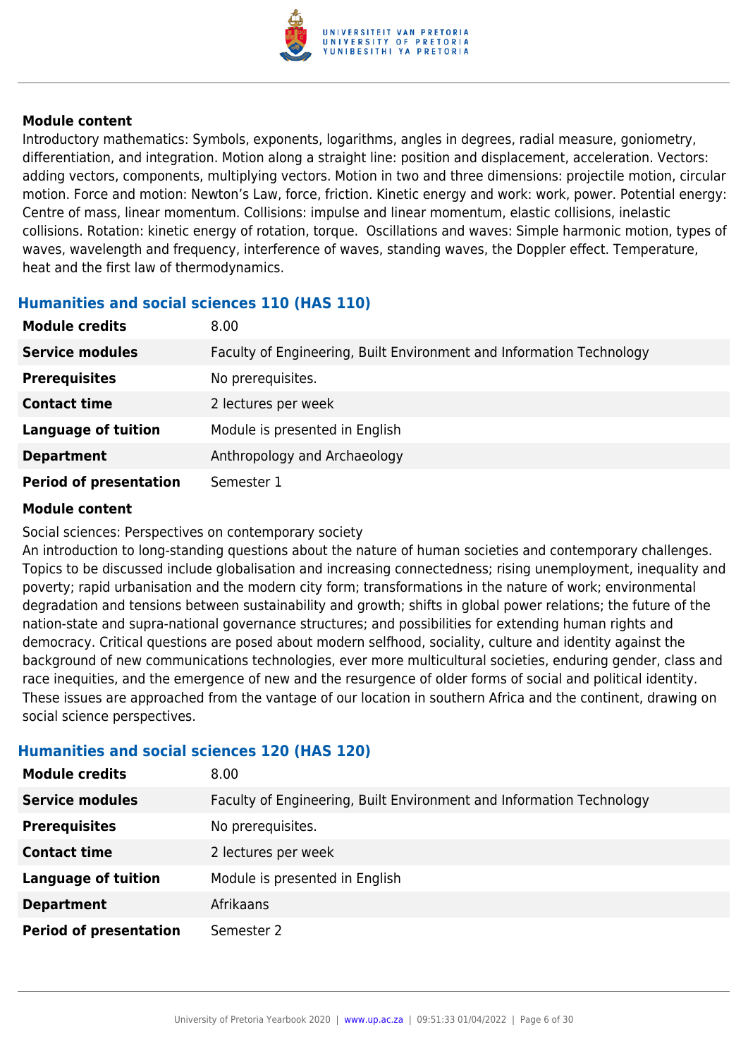**Module content**

Introductory mathematics: Symbols, exponents, logarithms, angles in degrees, radial measure, goniometry, differentiation, and integration. Motion along a straight line: position and displacement, acceleration. Vectors: adding vectors, components, multiplying vectors. Motion in two and three dimensions: projectile motion, circular motion. Force and motion: Newton's Law, force, friction. Kinetic energy and work: work, power. Potential energy: Centre of mass, linear momentum. Collisions: impulse and linear momentum, elastic collisions, inelastic collisions. Rotation: kinetic energy of rotation, torque. Oscillations and waves: Simple harmonic motion, types of waves, wavelength and frequency, interference of waves, standing waves, the Doppler effect. Temperature, heat and the first law of thermodynamics.

### Humanities and social sciences 110 (HAS 110)

| | |
|---|---|
| **Module credits** | 8.00 |
| **Service modules** | Faculty of Engineering, Built Environment and Information Technology |
| **Prerequisites** | No prerequisites. |
| **Contact time** | 2 lectures per week |
| **Language of tuition** | Module is presented in English |
| **Department** | Anthropology and Archaeology |
| **Period of presentation** | Semester 1 |

**Module content**

Social sciences: Perspectives on contemporary society

An introduction to long-standing questions about the nature of human societies and contemporary challenges. Topics to be discussed include globalisation and increasing connectedness; rising unemployment, inequality and poverty; rapid urbanisation and the modern city form; transformations in the nature of work; environmental degradation and tensions between sustainability and growth; shifts in global power relations; the future of the nation-state and supra-national governance structures; and possibilities for extending human rights and democracy. Critical questions are posed about modern selfhood, sociality, culture and identity against the background of new communications technologies, ever more multicultural societies, enduring gender, class and race inequities, and the emergence of new and the resurgence of older forms of social and political identity. These issues are approached from the vantage of our location in southern Africa and the continent, drawing on social science perspectives.

### Humanities and social sciences 120 (HAS 120)

| | |
|---|---|
| **Module credits** | 8.00 |
| **Service modules** | Faculty of Engineering, Built Environment and Information Technology |
| **Prerequisites** | No prerequisites. |
| **Contact time** | 2 lectures per week |
| **Language of tuition** | Module is presented in English |
| **Department** | Afrikaans |
| **Period of presentation** | Semester 2 |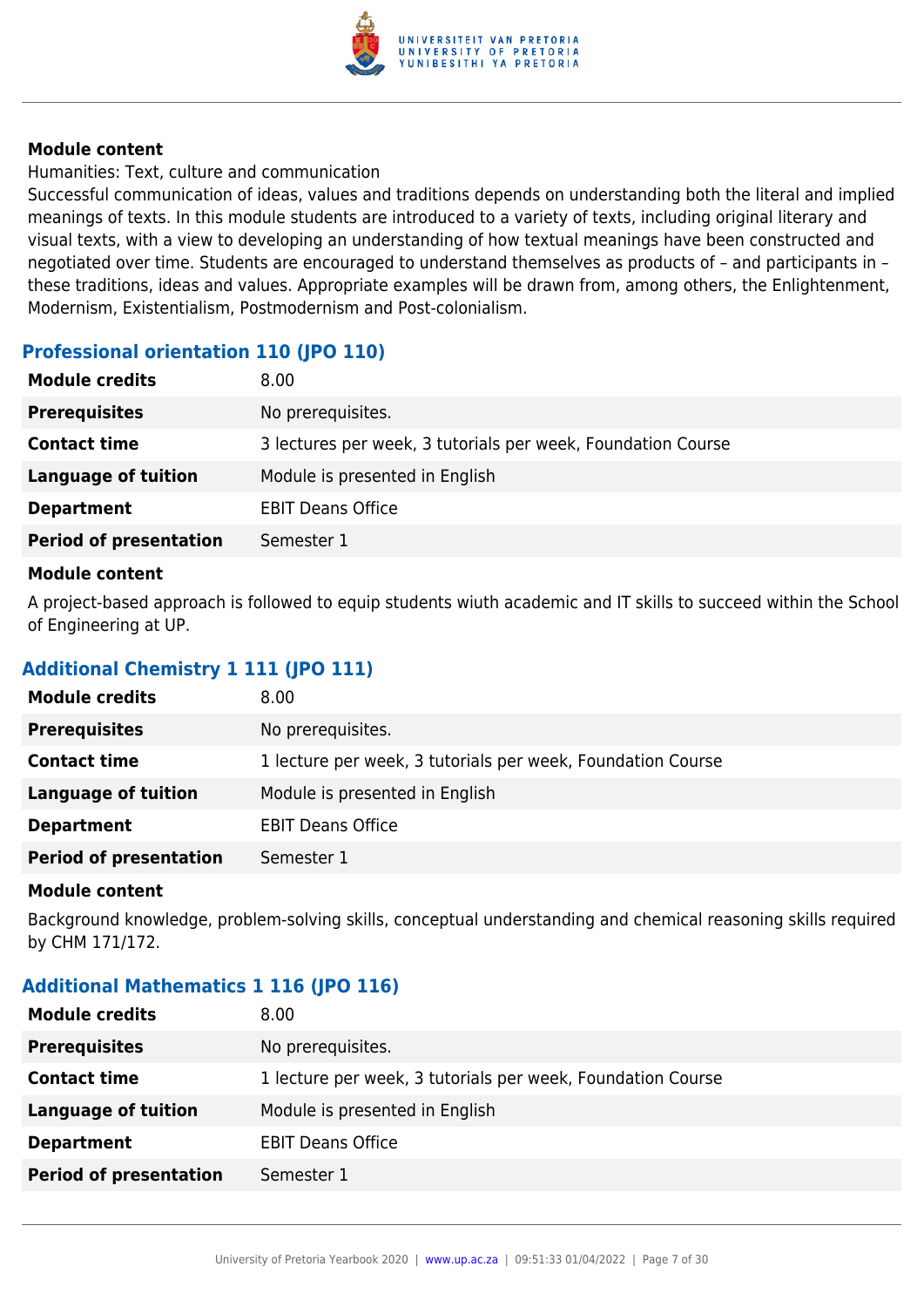**Module content**

Humanities: Text, culture and communication

Successful communication of ideas, values and traditions depends on understanding both the literal and implied meanings of texts. In this module students are introduced to a variety of texts, including original literary and visual texts, with a view to developing an understanding of how textual meanings have been constructed and negotiated over time. Students are encouraged to understand themselves as products of – and participants in – these traditions, ideas and values. Appropriate examples will be drawn from, among others, the Enlightenment, Modernism, Existentialism, Postmodernism and Post-colonialism.

### Professional orientation 110 (JPO 110)

| | |
|---|---|
| **Module credits** | 8.00 |
| **Prerequisites** | No prerequisites. |
| **Contact time** | 3 lectures per week, 3 tutorials per week, Foundation Course |
| **Language of tuition** | Module is presented in English |
| **Department** | EBIT Deans Office |
| **Period of presentation** | Semester 1 |

**Module content**

A project-based approach is followed to equip students wiuth academic and IT skills to succeed within the School of Engineering at UP.

### Additional Chemistry 1 111 (JPO 111)

| | |
|---|---|
| **Module credits** | 8.00 |
| **Prerequisites** | No prerequisites. |
| **Contact time** | 1 lecture per week, 3 tutorials per week, Foundation Course |
| **Language of tuition** | Module is presented in English |
| **Department** | EBIT Deans Office |
| **Period of presentation** | Semester 1 |

**Module content**

Background knowledge, problem-solving skills, conceptual understanding and chemical reasoning skills required by CHM 171/172.

### Additional Mathematics 1 116 (JPO 116)

| | |
|---|---|
| **Module credits** | 8.00 |
| **Prerequisites** | No prerequisites. |
| **Contact time** | 1 lecture per week, 3 tutorials per week, Foundation Course |
| **Language of tuition** | Module is presented in English |
| **Department** | EBIT Deans Office |
| **Period of presentation** | Semester 1 |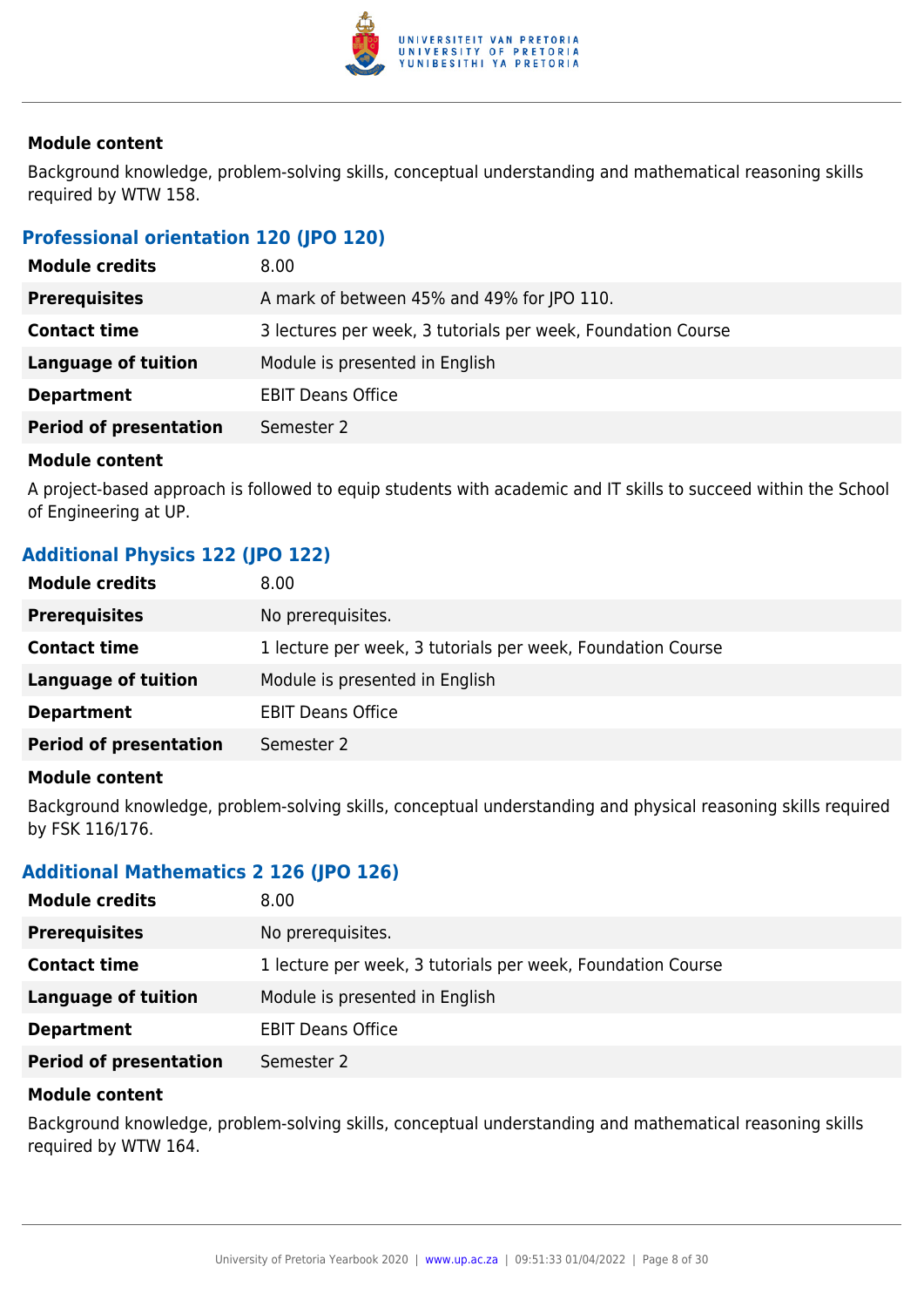#### Module content

Background knowledge, problem-solving skills, conceptual understanding and mathematical reasoning skills required by WTW 158.

### Professional orientation 120 (JPO 120)

| | |
|---|---|
| **Module credits** | 8.00 |
| **Prerequisites** | A mark of between 45% and 49% for JPO 110. |
| **Contact time** | 3 lectures per week, 3 tutorials per week, Foundation Course |
| **Language of tuition** | Module is presented in English |
| **Department** | EBIT Deans Office |
| **Period of presentation** | Semester 2 |

#### Module content

A project-based approach is followed to equip students with academic and IT skills to succeed within the School of Engineering at UP.

### Additional Physics 122 (JPO 122)

| | |
|---|---|
| **Module credits** | 8.00 |
| **Prerequisites** | No prerequisites. |
| **Contact time** | 1 lecture per week, 3 tutorials per week, Foundation Course |
| **Language of tuition** | Module is presented in English |
| **Department** | EBIT Deans Office |
| **Period of presentation** | Semester 2 |

#### Module content

Background knowledge, problem-solving skills, conceptual understanding and physical reasoning skills required by FSK 116/176.

### Additional Mathematics 2 126 (JPO 126)

| | |
|---|---|
| **Module credits** | 8.00 |
| **Prerequisites** | No prerequisites. |
| **Contact time** | 1 lecture per week, 3 tutorials per week, Foundation Course |
| **Language of tuition** | Module is presented in English |
| **Department** | EBIT Deans Office |
| **Period of presentation** | Semester 2 |

#### Module content

Background knowledge, problem-solving skills, conceptual understanding and mathematical reasoning skills required by WTW 164.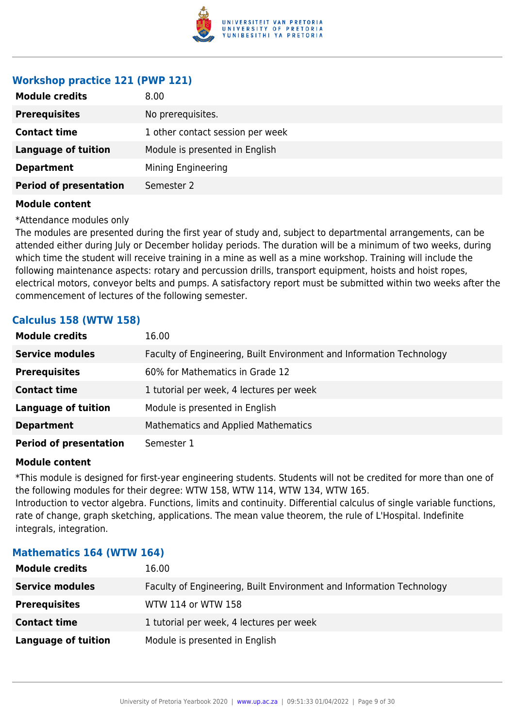### Workshop practice 121 (PWP 121)

| | |
|---|---|
| **Module credits** | 8.00 |
| **Prerequisites** | No prerequisites. |
| **Contact time** | 1 other contact session per week |
| **Language of tuition** | Module is presented in English |
| **Department** | Mining Engineering |
| **Period of presentation** | Semester 2 |

**Module content**

*Attendance modules only
The modules are presented during the first year of study and, subject to departmental arrangements, can be attended either during July or December holiday periods. The duration will be a minimum of two weeks, during which time the student will receive training in a mine as well as a mine workshop. Training will include the following maintenance aspects: rotary and percussion drills, transport equipment, hoists and hoist ropes, electrical motors, conveyor belts and pumps. A satisfactory report must be submitted within two weeks after the commencement of lectures of the following semester.

### Calculus 158 (WTW 158)

| | |
|---|---|
| **Module credits** | 16.00 |
| **Service modules** | Faculty of Engineering, Built Environment and Information Technology |
| **Prerequisites** | 60% for Mathematics in Grade 12 |
| **Contact time** | 1 tutorial per week, 4 lectures per week |
| **Language of tuition** | Module is presented in English |
| **Department** | Mathematics and Applied Mathematics |
| **Period of presentation** | Semester 1 |

**Module content**

*This module is designed for first-year engineering students. Students will not be credited for more than one of the following modules for their degree: WTW 158, WTW 114, WTW 134, WTW 165.
Introduction to vector algebra. Functions, limits and continuity. Differential calculus of single variable functions, rate of change, graph sketching, applications. The mean value theorem, the rule of L'Hospital. Indefinite integrals, integration.

### Mathematics 164 (WTW 164)

| | |
|---|---|
| **Module credits** | 16.00 |
| **Service modules** | Faculty of Engineering, Built Environment and Information Technology |
| **Prerequisites** | WTW 114 or WTW 158 |
| **Contact time** | 1 tutorial per week, 4 lectures per week |
| **Language of tuition** | Module is presented in English |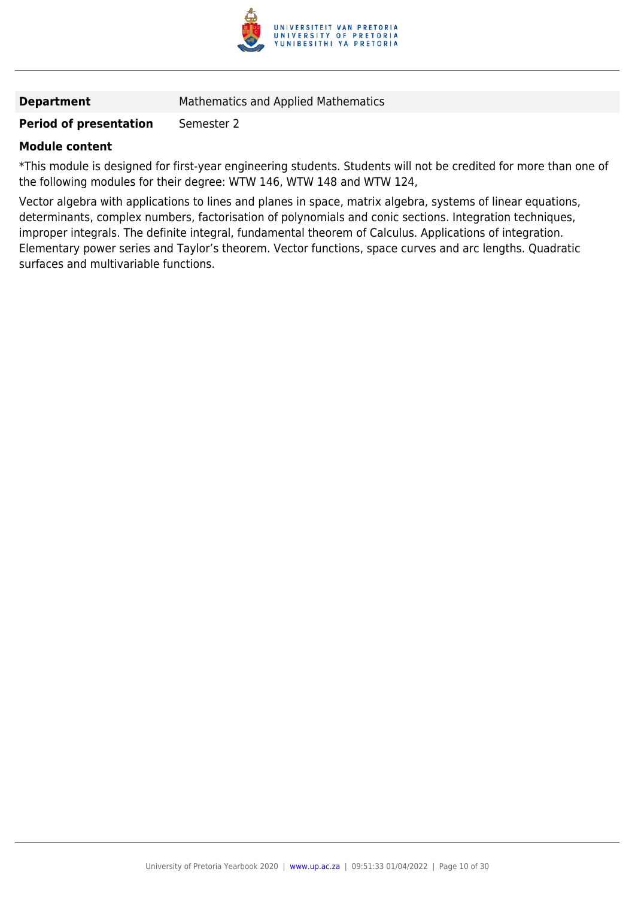| **Department** | Mathematics and Applied Mathematics |
| --- | --- |
| **Period of presentation** | Semester 2 |

**Module content**

*This module is designed for first-year engineering students. Students will not be credited for more than one of the following modules for their degree: WTW 146, WTW 148 and WTW 124,

Vector algebra with applications to lines and planes in space, matrix algebra, systems of linear equations, determinants, complex numbers, factorisation of polynomials and conic sections. Integration techniques, improper integrals. The definite integral, fundamental theorem of Calculus. Applications of integration. Elementary power series and Taylor's theorem. Vector functions, space curves and arc lengths. Quadratic surfaces and multivariable functions.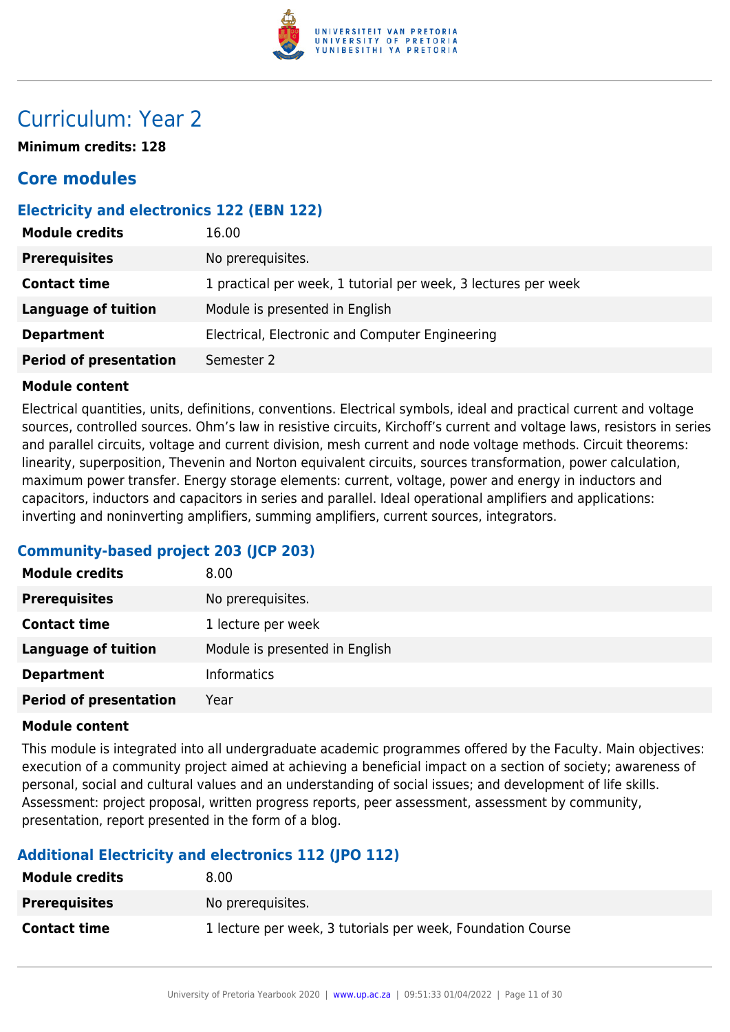# Curriculum: Year 2

**Minimum credits: 128**

## Core modules

### Electricity and electronics 122 (EBN 122)

| | |
|---|---|
| **Module credits** | 16.00 |
| **Prerequisites** | No prerequisites. |
| **Contact time** | 1 practical per week, 1 tutorial per week, 3 lectures per week |
| **Language of tuition** | Module is presented in English |
| **Department** | Electrical, Electronic and Computer Engineering |
| **Period of presentation** | Semester 2 |

**Module content**

Electrical quantities, units, definitions, conventions. Electrical symbols, ideal and practical current and voltage sources, controlled sources. Ohm's law in resistive circuits, Kirchoff's current and voltage laws, resistors in series and parallel circuits, voltage and current division, mesh current and node voltage methods. Circuit theorems: linearity, superposition, Thevenin and Norton equivalent circuits, sources transformation, power calculation, maximum power transfer. Energy storage elements: current, voltage, power and energy in inductors and capacitors, inductors and capacitors in series and parallel. Ideal operational amplifiers and applications: inverting and noninverting amplifiers, summing amplifiers, current sources, integrators.

### Community-based project 203 (JCP 203)

| | |
|---|---|
| **Module credits** | 8.00 |
| **Prerequisites** | No prerequisites. |
| **Contact time** | 1 lecture per week |
| **Language of tuition** | Module is presented in English |
| **Department** | Informatics |
| **Period of presentation** | Year |

**Module content**

This module is integrated into all undergraduate academic programmes offered by the Faculty. Main objectives: execution of a community project aimed at achieving a beneficial impact on a section of society; awareness of personal, social and cultural values and an understanding of social issues; and development of life skills. Assessment: project proposal, written progress reports, peer assessment, assessment by community, presentation, report presented in the form of a blog.

### Additional Electricity and electronics 112 (JPO 112)

| | |
|---|---|
| **Module credits** | 8.00 |
| **Prerequisites** | No prerequisites. |
| **Contact time** | 1 lecture per week, 3 tutorials per week, Foundation Course |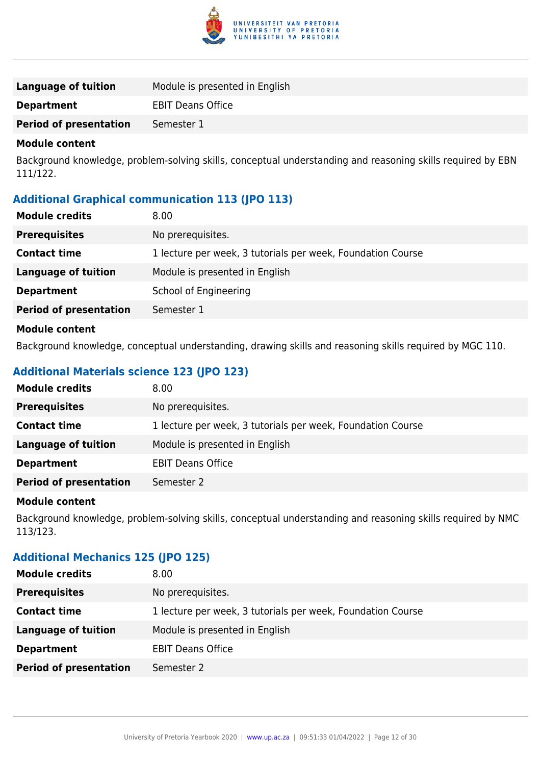| | |
|---|---|
| **Language of tuition** | Module is presented in English |
| **Department** | EBIT Deans Office |
| **Period of presentation** | Semester 1 |

**Module content**

Background knowledge, problem-solving skills, conceptual understanding and reasoning skills required by EBN 111/122.

### Additional Graphical communication 113 (JPO 113)

| | |
|---|---|
| **Module credits** | 8.00 |
| **Prerequisites** | No prerequisites. |
| **Contact time** | 1 lecture per week, 3 tutorials per week, Foundation Course |
| **Language of tuition** | Module is presented in English |
| **Department** | School of Engineering |
| **Period of presentation** | Semester 1 |

**Module content**

Background knowledge, conceptual understanding, drawing skills and reasoning skills required by MGC 110.

### Additional Materials science 123 (JPO 123)

| | |
|---|---|
| **Module credits** | 8.00 |
| **Prerequisites** | No prerequisites. |
| **Contact time** | 1 lecture per week, 3 tutorials per week, Foundation Course |
| **Language of tuition** | Module is presented in English |
| **Department** | EBIT Deans Office |
| **Period of presentation** | Semester 2 |

**Module content**

Background knowledge, problem-solving skills, conceptual understanding and reasoning skills required by NMC 113/123.

### Additional Mechanics 125 (JPO 125)

| | |
|---|---|
| **Module credits** | 8.00 |
| **Prerequisites** | No prerequisites. |
| **Contact time** | 1 lecture per week, 3 tutorials per week, Foundation Course |
| **Language of tuition** | Module is presented in English |
| **Department** | EBIT Deans Office |
| **Period of presentation** | Semester 2 |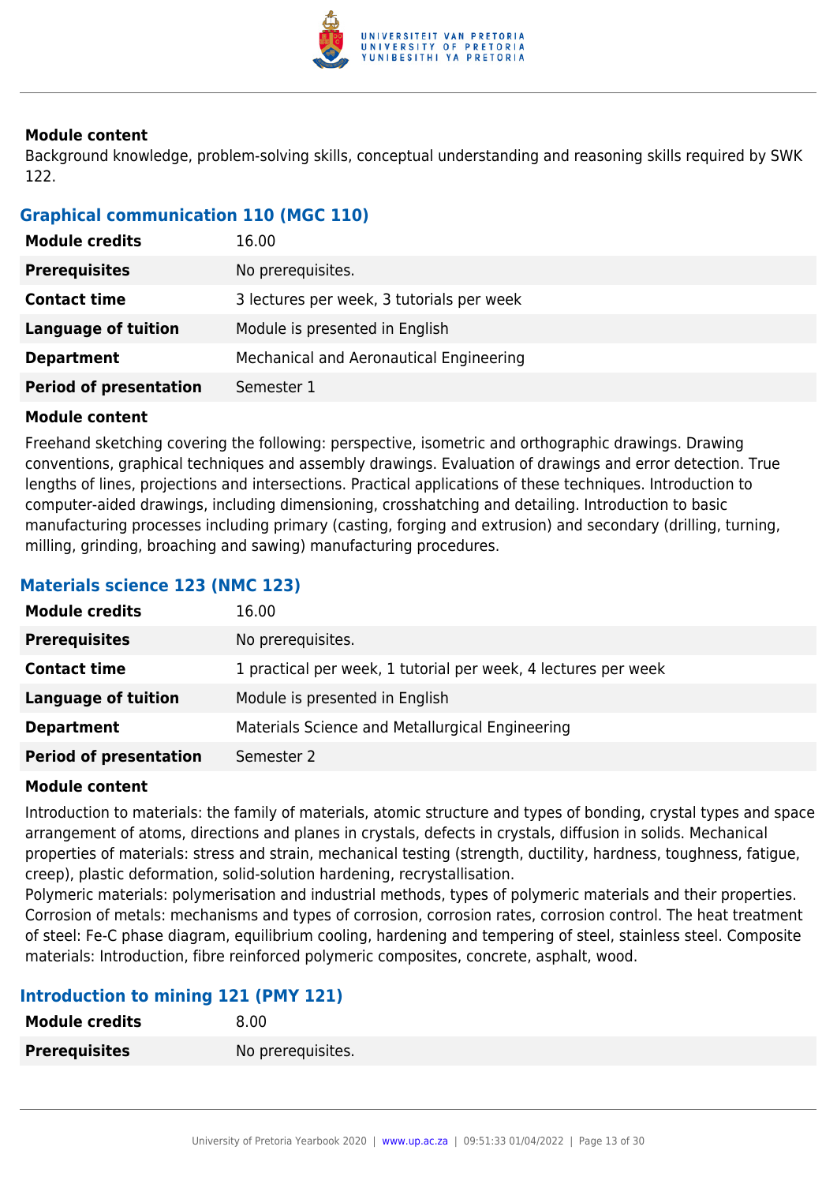**Module content**

Background knowledge, problem-solving skills, conceptual understanding and reasoning skills required by SWK 122.

## Graphical communication 110 (MGC 110)

| | |
|---|---|
| **Module credits** | 16.00 |
| **Prerequisites** | No prerequisites. |
| **Contact time** | 3 lectures per week, 3 tutorials per week |
| **Language of tuition** | Module is presented in English |
| **Department** | Mechanical and Aeronautical Engineering |
| **Period of presentation** | Semester 1 |

**Module content**

Freehand sketching covering the following: perspective, isometric and orthographic drawings. Drawing conventions, graphical techniques and assembly drawings. Evaluation of drawings and error detection. True lengths of lines, projections and intersections. Practical applications of these techniques. Introduction to computer-aided drawings, including dimensioning, crosshatching and detailing. Introduction to basic manufacturing processes including primary (casting, forging and extrusion) and secondary (drilling, turning, milling, grinding, broaching and sawing) manufacturing procedures.

## Materials science 123 (NMC 123)

| | |
|---|---|
| **Module credits** | 16.00 |
| **Prerequisites** | No prerequisites. |
| **Contact time** | 1 practical per week, 1 tutorial per week, 4 lectures per week |
| **Language of tuition** | Module is presented in English |
| **Department** | Materials Science and Metallurgical Engineering |
| **Period of presentation** | Semester 2 |

**Module content**

Introduction to materials: the family of materials, atomic structure and types of bonding, crystal types and space arrangement of atoms, directions and planes in crystals, defects in crystals, diffusion in solids. Mechanical properties of materials: stress and strain, mechanical testing (strength, ductility, hardness, toughness, fatigue, creep), plastic deformation, solid-solution hardening, recrystallisation.
Polymeric materials: polymerisation and industrial methods, types of polymeric materials and their properties. Corrosion of metals: mechanisms and types of corrosion, corrosion rates, corrosion control. The heat treatment of steel: Fe-C phase diagram, equilibrium cooling, hardening and tempering of steel, stainless steel. Composite materials: Introduction, fibre reinforced polymeric composites, concrete, asphalt, wood.

## Introduction to mining 121 (PMY 121)

| | |
|---|---|
| **Module credits** | 8.00 |
| **Prerequisites** | No prerequisites. |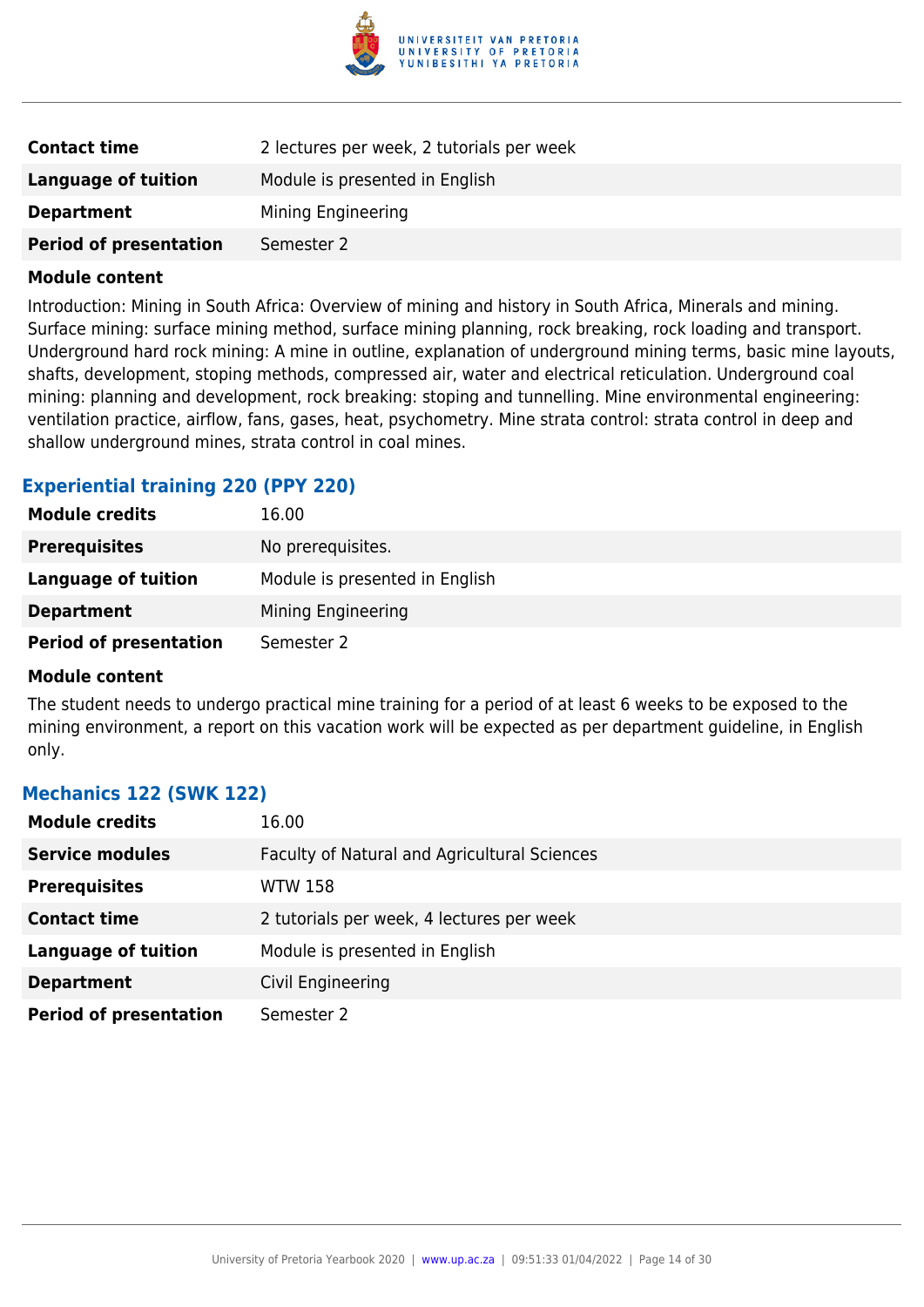| | |
|---|---|
| **Contact time** | 2 lectures per week, 2 tutorials per week |
| **Language of tuition** | Module is presented in English |
| **Department** | Mining Engineering |
| **Period of presentation** | Semester 2 |

**Module content**

Introduction: Mining in South Africa: Overview of mining and history in South Africa, Minerals and mining. Surface mining: surface mining method, surface mining planning, rock breaking, rock loading and transport. Underground hard rock mining: A mine in outline, explanation of underground mining terms, basic mine layouts, shafts, development, stoping methods, compressed air, water and electrical reticulation. Underground coal mining: planning and development, rock breaking: stoping and tunnelling. Mine environmental engineering: ventilation practice, airflow, fans, gases, heat, psychometry. Mine strata control: strata control in deep and shallow underground mines, strata control in coal mines.

### Experiential training 220 (PPY 220)

| | |
|---|---|
| **Module credits** | 16.00 |
| **Prerequisites** | No prerequisites. |
| **Language of tuition** | Module is presented in English |
| **Department** | Mining Engineering |
| **Period of presentation** | Semester 2 |

**Module content**

The student needs to undergo practical mine training for a period of at least 6 weeks to be exposed to the mining environment, a report on this vacation work will be expected as per department guideline, in English only.

### Mechanics 122 (SWK 122)

| | |
|---|---|
| **Module credits** | 16.00 |
| **Service modules** | Faculty of Natural and Agricultural Sciences |
| **Prerequisites** | WTW 158 |
| **Contact time** | 2 tutorials per week, 4 lectures per week |
| **Language of tuition** | Module is presented in English |
| **Department** | Civil Engineering |
| **Period of presentation** | Semester 2 |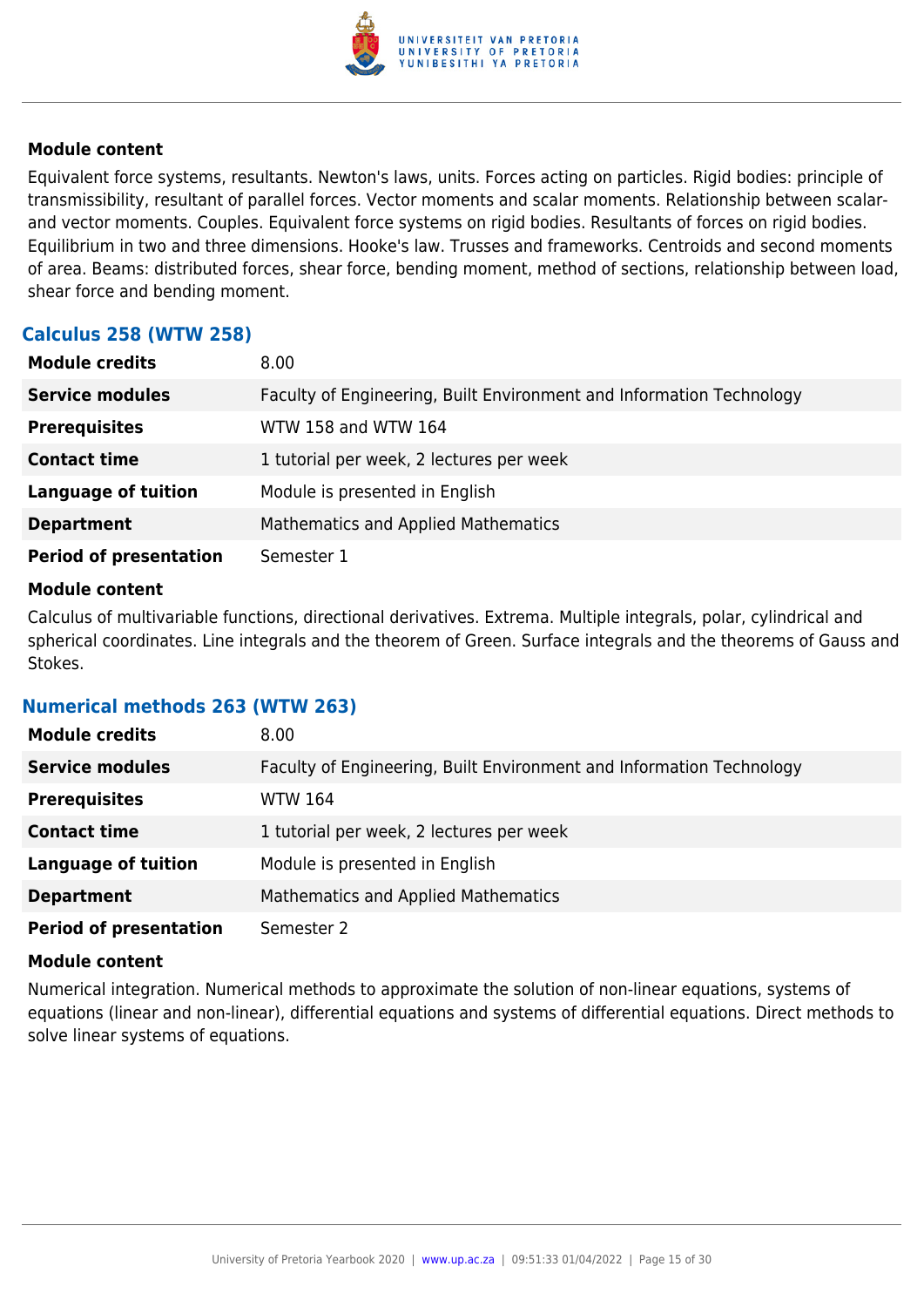#### Module content

Equivalent force systems, resultants. Newton's laws, units. Forces acting on particles. Rigid bodies: principle of transmissibility, resultant of parallel forces. Vector moments and scalar moments. Relationship between scalar- and vector moments. Couples. Equivalent force systems on rigid bodies. Resultants of forces on rigid bodies. Equilibrium in two and three dimensions. Hooke's law. Trusses and frameworks. Centroids and second moments of area. Beams: distributed forces, shear force, bending moment, method of sections, relationship between load, shear force and bending moment.

### Calculus 258 (WTW 258)

| | |
|---|---|
| **Module credits** | 8.00 |
| **Service modules** | Faculty of Engineering, Built Environment and Information Technology |
| **Prerequisites** | WTW 158 and WTW 164 |
| **Contact time** | 1 tutorial per week, 2 lectures per week |
| **Language of tuition** | Module is presented in English |
| **Department** | Mathematics and Applied Mathematics |
| **Period of presentation** | Semester 1 |

#### Module content

Calculus of multivariable functions, directional derivatives. Extrema. Multiple integrals, polar, cylindrical and spherical coordinates. Line integrals and the theorem of Green. Surface integrals and the theorems of Gauss and Stokes.

### Numerical methods 263 (WTW 263)

| | |
|---|---|
| **Module credits** | 8.00 |
| **Service modules** | Faculty of Engineering, Built Environment and Information Technology |
| **Prerequisites** | WTW 164 |
| **Contact time** | 1 tutorial per week, 2 lectures per week |
| **Language of tuition** | Module is presented in English |
| **Department** | Mathematics and Applied Mathematics |
| **Period of presentation** | Semester 2 |

#### Module content

Numerical integration. Numerical methods to approximate the solution of non-linear equations, systems of equations (linear and non-linear), differential equations and systems of differential equations. Direct methods to solve linear systems of equations.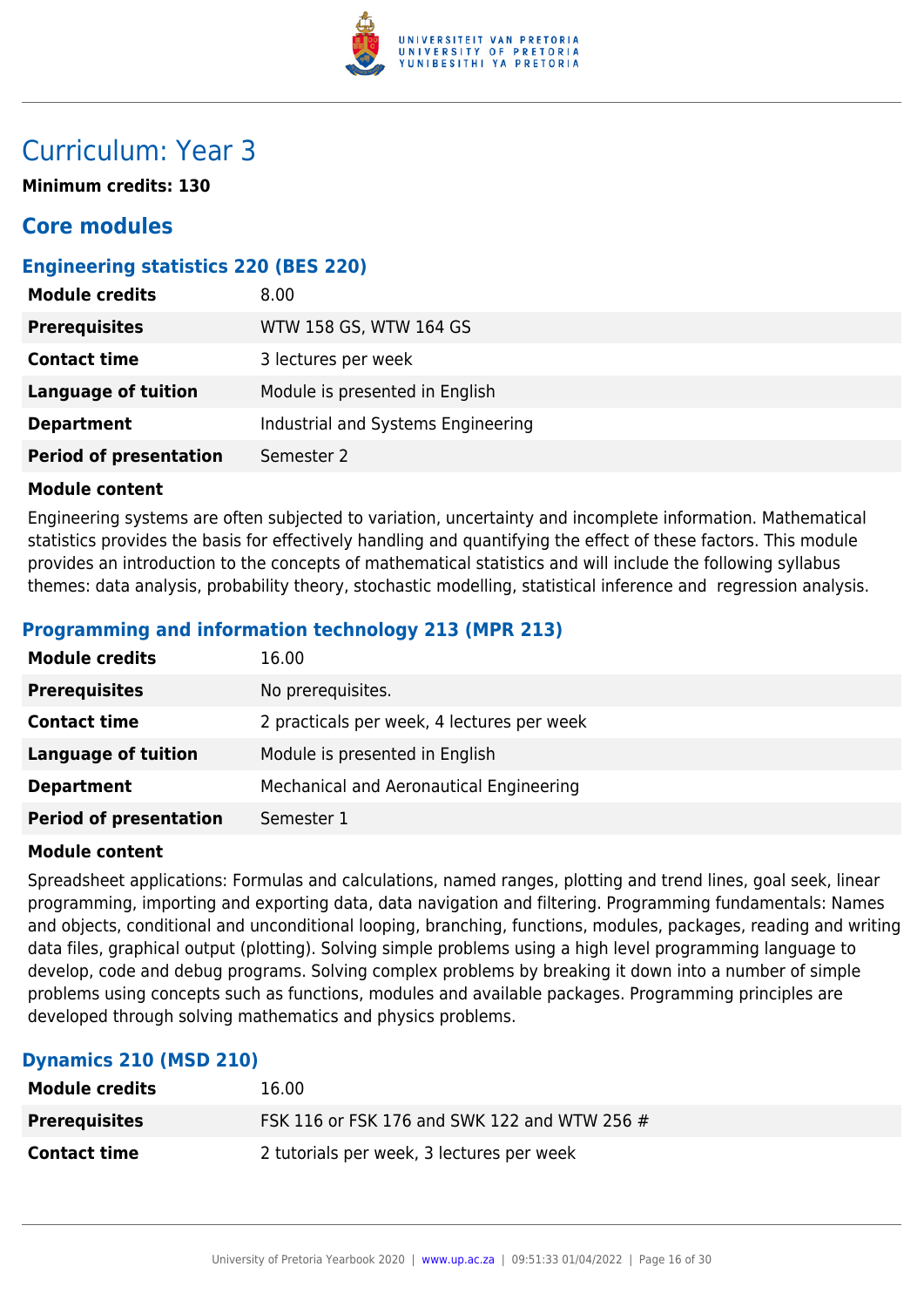# Curriculum: Year 3

**Minimum credits: 130**

## Core modules

### Engineering statistics 220 (BES 220)

| | |
|---|---|
| **Module credits** | 8.00 |
| **Prerequisites** | WTW 158 GS, WTW 164 GS |
| **Contact time** | 3 lectures per week |
| **Language of tuition** | Module is presented in English |
| **Department** | Industrial and Systems Engineering |
| **Period of presentation** | Semester 2 |

**Module content**

Engineering systems are often subjected to variation, uncertainty and incomplete information. Mathematical statistics provides the basis for effectively handling and quantifying the effect of these factors. This module provides an introduction to the concepts of mathematical statistics and will include the following syllabus themes: data analysis, probability theory, stochastic modelling, statistical inference and regression analysis.

### Programming and information technology 213 (MPR 213)

| | |
|---|---|
| **Module credits** | 16.00 |
| **Prerequisites** | No prerequisites. |
| **Contact time** | 2 practicals per week, 4 lectures per week |
| **Language of tuition** | Module is presented in English |
| **Department** | Mechanical and Aeronautical Engineering |
| **Period of presentation** | Semester 1 |

**Module content**

Spreadsheet applications: Formulas and calculations, named ranges, plotting and trend lines, goal seek, linear programming, importing and exporting data, data navigation and filtering. Programming fundamentals: Names and objects, conditional and unconditional looping, branching, functions, modules, packages, reading and writing data files, graphical output (plotting). Solving simple problems using a high level programming language to develop, code and debug programs. Solving complex problems by breaking it down into a number of simple problems using concepts such as functions, modules and available packages. Programming principles are developed through solving mathematics and physics problems.

### Dynamics 210 (MSD 210)

| | |
|---|---|
| **Module credits** | 16.00 |
| **Prerequisites** | FSK 116 or FSK 176 and SWK 122 and WTW 256 # |
| **Contact time** | 2 tutorials per week, 3 lectures per week |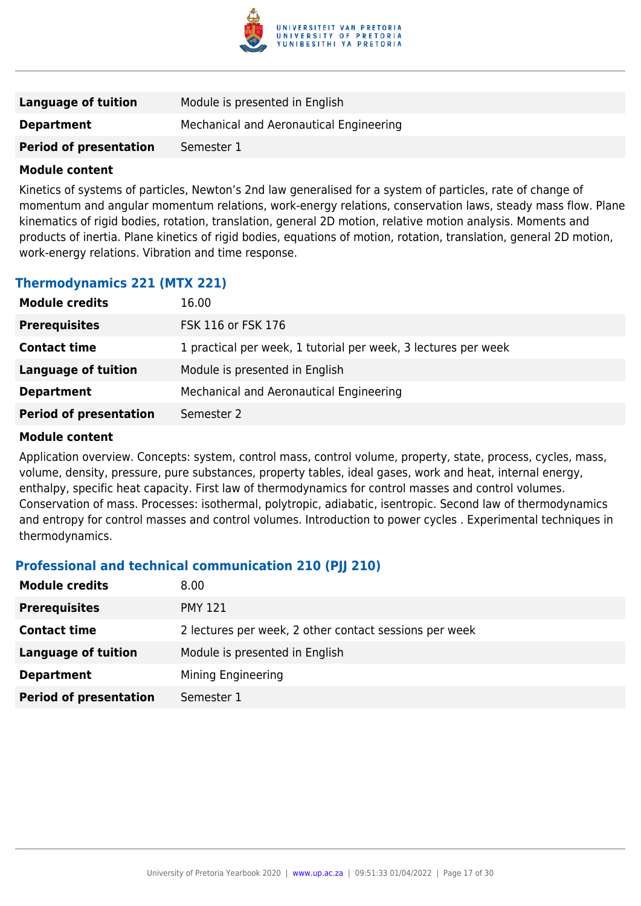| | |
|---|---|
| **Language of tuition** | Module is presented in English |
| **Department** | Mechanical and Aeronautical Engineering |
| **Period of presentation** | Semester 1 |

**Module content**

Kinetics of systems of particles, Newton's 2nd law generalised for a system of particles, rate of change of momentum and angular momentum relations, work-energy relations, conservation laws, steady mass flow. Plane kinematics of rigid bodies, rotation, translation, general 2D motion, relative motion analysis. Moments and products of inertia. Plane kinetics of rigid bodies, equations of motion, rotation, translation, general 2D motion, work-energy relations. Vibration and time response.

### Thermodynamics 221 (MTX 221)

| | |
|---|---|
| **Module credits** | 16.00 |
| **Prerequisites** | FSK 116 or FSK 176 |
| **Contact time** | 1 practical per week, 1 tutorial per week, 3 lectures per week |
| **Language of tuition** | Module is presented in English |
| **Department** | Mechanical and Aeronautical Engineering |
| **Period of presentation** | Semester 2 |

**Module content**

Application overview. Concepts: system, control mass, control volume, property, state, process, cycles, mass, volume, density, pressure, pure substances, property tables, ideal gases, work and heat, internal energy, enthalpy, specific heat capacity. First law of thermodynamics for control masses and control volumes. Conservation of mass. Processes: isothermal, polytropic, adiabatic, isentropic. Second law of thermodynamics and entropy for control masses and control volumes. Introduction to power cycles . Experimental techniques in thermodynamics.

### Professional and technical communication 210 (PJJ 210)

| | |
|---|---|
| **Module credits** | 8.00 |
| **Prerequisites** | PMY 121 |
| **Contact time** | 2 lectures per week, 2 other contact sessions per week |
| **Language of tuition** | Module is presented in English |
| **Department** | Mining Engineering |
| **Period of presentation** | Semester 1 |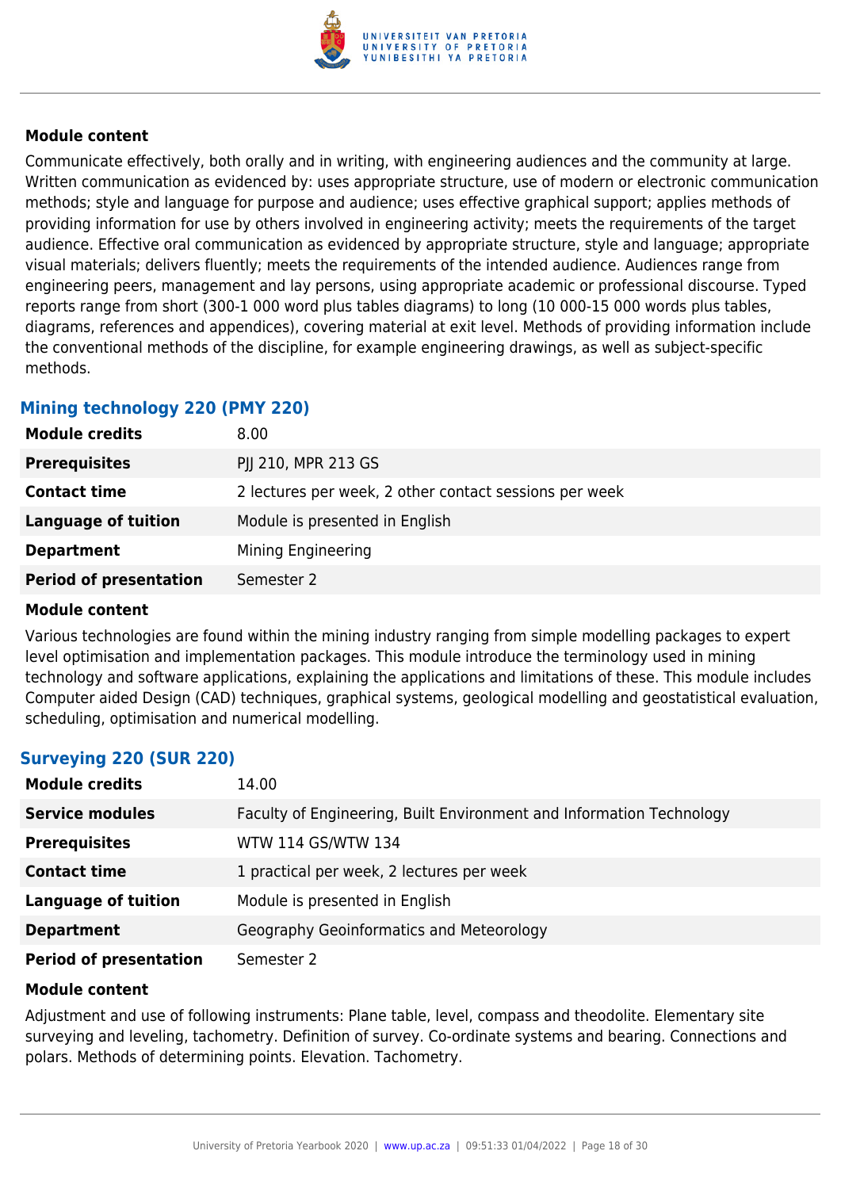#### Module content

Communicate effectively, both orally and in writing, with engineering audiences and the community at large. Written communication as evidenced by: uses appropriate structure, use of modern or electronic communication methods; style and language for purpose and audience; uses effective graphical support; applies methods of providing information for use by others involved in engineering activity; meets the requirements of the target audience. Effective oral communication as evidenced by appropriate structure, style and language; appropriate visual materials; delivers fluently; meets the requirements of the intended audience. Audiences range from engineering peers, management and lay persons, using appropriate academic or professional discourse. Typed reports range from short (300-1 000 word plus tables diagrams) to long (10 000-15 000 words plus tables, diagrams, references and appendices), covering material at exit level. Methods of providing information include the conventional methods of the discipline, for example engineering drawings, as well as subject-specific methods.

### Mining technology 220 (PMY 220)

| | |
|---|---|
| **Module credits** | 8.00 |
| **Prerequisites** | PJJ 210, MPR 213 GS |
| **Contact time** | 2 lectures per week, 2 other contact sessions per week |
| **Language of tuition** | Module is presented in English |
| **Department** | Mining Engineering |
| **Period of presentation** | Semester 2 |

#### Module content

Various technologies are found within the mining industry ranging from simple modelling packages to expert level optimisation and implementation packages. This module introduce the terminology used in mining technology and software applications, explaining the applications and limitations of these. This module includes Computer aided Design (CAD) techniques, graphical systems, geological modelling and geostatistical evaluation, scheduling, optimisation and numerical modelling.

### Surveying 220 (SUR 220)

| | |
|---|---|
| **Module credits** | 14.00 |
| **Service modules** | Faculty of Engineering, Built Environment and Information Technology |
| **Prerequisites** | WTW 114 GS/WTW 134 |
| **Contact time** | 1 practical per week, 2 lectures per week |
| **Language of tuition** | Module is presented in English |
| **Department** | Geography Geoinformatics and Meteorology |
| **Period of presentation** | Semester 2 |

#### Module content

Adjustment and use of following instruments: Plane table, level, compass and theodolite. Elementary site surveying and leveling, tachometry. Definition of survey. Co-ordinate systems and bearing. Connections and polars. Methods of determining points. Elevation. Tachometry.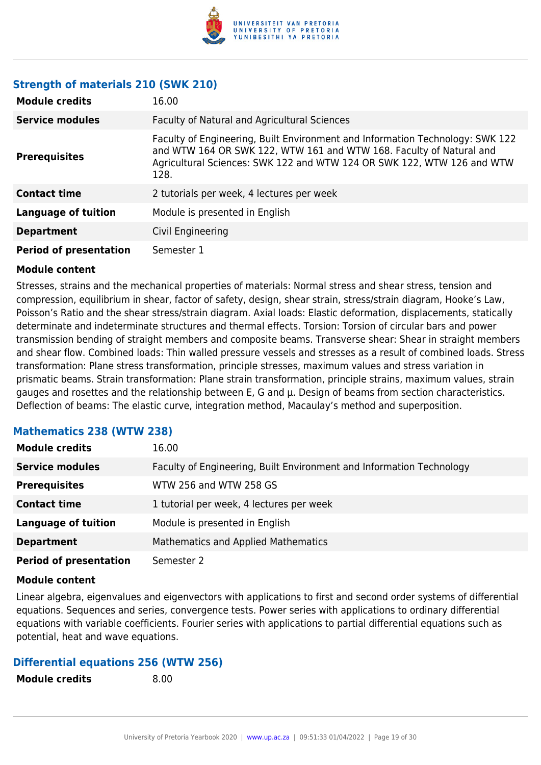### Strength of materials 210 (SWK 210)

| | |
|---|---|
| **Module credits** | 16.00 |
| **Service modules** | Faculty of Natural and Agricultural Sciences |
| **Prerequisites** | Faculty of Engineering, Built Environment and Information Technology: SWK 122 and WTW 164 OR SWK 122, WTW 161 and WTW 168. Faculty of Natural and Agricultural Sciences: SWK 122 and WTW 124 OR SWK 122, WTW 126 and WTW 128. |
| **Contact time** | 2 tutorials per week, 4 lectures per week |
| **Language of tuition** | Module is presented in English |
| **Department** | Civil Engineering |
| **Period of presentation** | Semester 1 |

**Module content**

Stresses, strains and the mechanical properties of materials: Normal stress and shear stress, tension and compression, equilibrium in shear, factor of safety, design, shear strain, stress/strain diagram, Hooke's Law, Poisson's Ratio and the shear stress/strain diagram. Axial loads: Elastic deformation, displacements, statically determinate and indeterminate structures and thermal effects. Torsion: Torsion of circular bars and power transmission bending of straight members and composite beams. Transverse shear: Shear in straight members and shear flow. Combined loads: Thin walled pressure vessels and stresses as a result of combined loads. Stress transformation: Plane stress transformation, principle stresses, maximum values and stress variation in prismatic beams. Strain transformation: Plane strain transformation, principle strains, maximum values, strain gauges and rosettes and the relationship between E, G and µ. Design of beams from section characteristics. Deflection of beams: The elastic curve, integration method, Macaulay's method and superposition.

### Mathematics 238 (WTW 238)

| | |
|---|---|
| **Module credits** | 16.00 |
| **Service modules** | Faculty of Engineering, Built Environment and Information Technology |
| **Prerequisites** | WTW 256 and WTW 258 GS |
| **Contact time** | 1 tutorial per week, 4 lectures per week |
| **Language of tuition** | Module is presented in English |
| **Department** | Mathematics and Applied Mathematics |
| **Period of presentation** | Semester 2 |

**Module content**

Linear algebra, eigenvalues and eigenvectors with applications to first and second order systems of differential equations. Sequences and series, convergence tests. Power series with applications to ordinary differential equations with variable coefficients. Fourier series with applications to partial differential equations such as potential, heat and wave equations.

### Differential equations 256 (WTW 256)

| | |
|---|---|
| **Module credits** | 8.00 |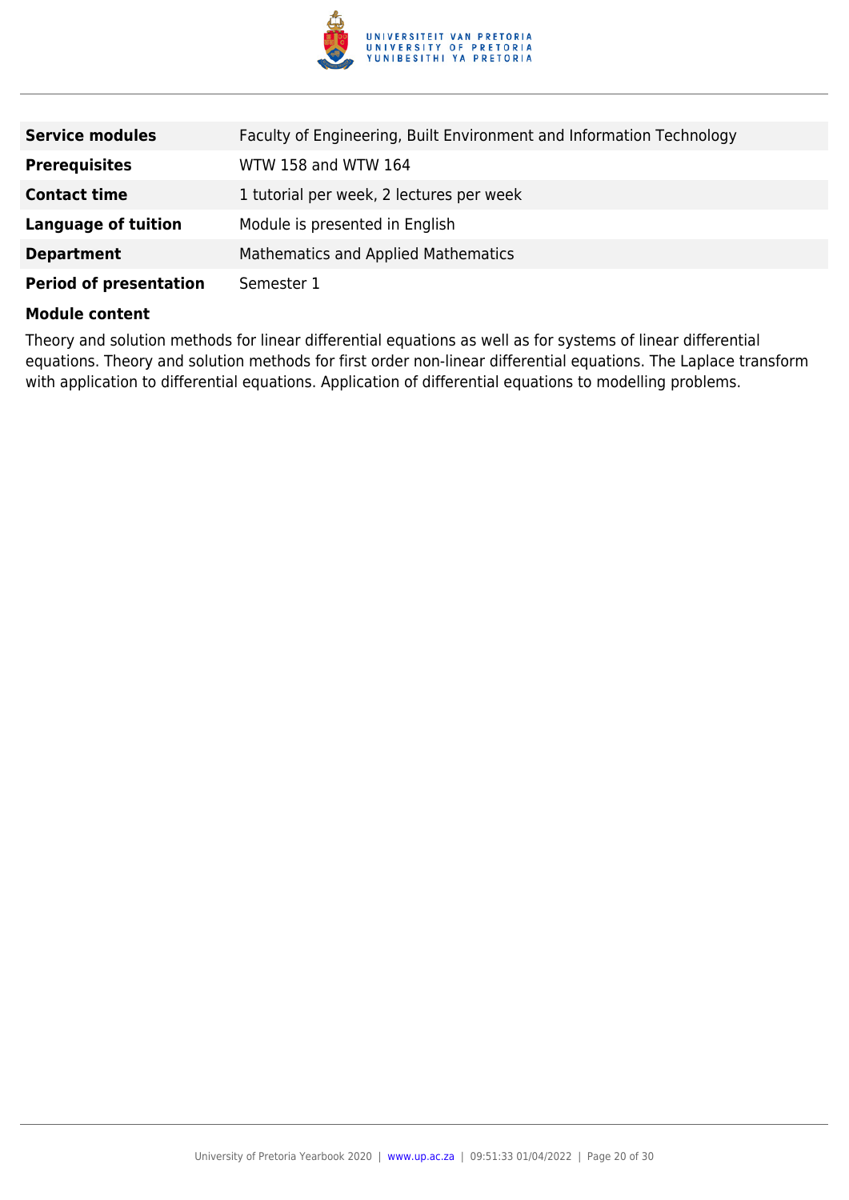| | |
|---|---|
| **Service modules** | Faculty of Engineering, Built Environment and Information Technology |
| **Prerequisites** | WTW 158 and WTW 164 |
| **Contact time** | 1 tutorial per week, 2 lectures per week |
| **Language of tuition** | Module is presented in English |
| **Department** | Mathematics and Applied Mathematics |
| **Period of presentation** | Semester 1 |

**Module content**

Theory and solution methods for linear differential equations as well as for systems of linear differential equations. Theory and solution methods for first order non-linear differential equations. The Laplace transform with application to differential equations. Application of differential equations to modelling problems.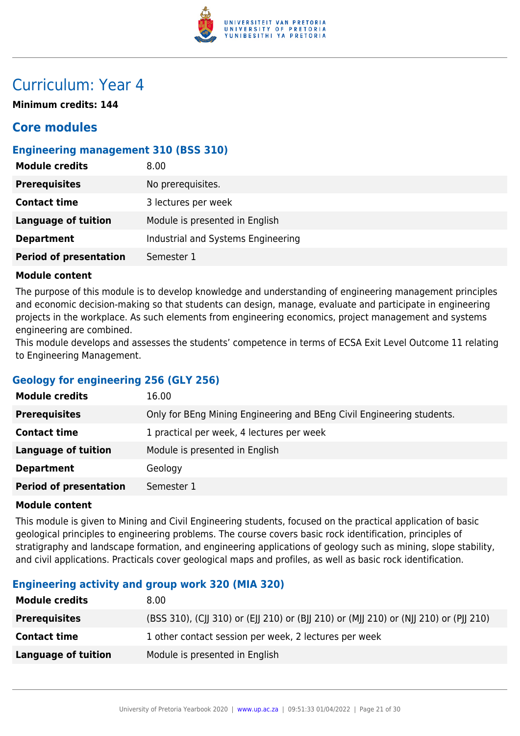# Curriculum: Year 4

**Minimum credits: 144**

## Core modules

### Engineering management 310 (BSS 310)

| | |
|---|---|
| **Module credits** | 8.00 |
| **Prerequisites** | No prerequisites. |
| **Contact time** | 3 lectures per week |
| **Language of tuition** | Module is presented in English |
| **Department** | Industrial and Systems Engineering |
| **Period of presentation** | Semester 1 |

**Module content**

The purpose of this module is to develop knowledge and understanding of engineering management principles and economic decision-making so that students can design, manage, evaluate and participate in engineering projects in the workplace. As such elements from engineering economics, project management and systems engineering are combined.
This module develops and assesses the students' competence in terms of ECSA Exit Level Outcome 11 relating to Engineering Management.

### Geology for engineering 256 (GLY 256)

| | |
|---|---|
| **Module credits** | 16.00 |
| **Prerequisites** | Only for BEng Mining Engineering and BEng Civil Engineering students. |
| **Contact time** | 1 practical per week, 4 lectures per week |
| **Language of tuition** | Module is presented in English |
| **Department** | Geology |
| **Period of presentation** | Semester 1 |

**Module content**

This module is given to Mining and Civil Engineering students, focused on the practical application of basic geological principles to engineering problems. The course covers basic rock identification, principles of stratigraphy and landscape formation, and engineering applications of geology such as mining, slope stability, and civil applications. Practicals cover geological maps and profiles, as well as basic rock identification.

### Engineering activity and group work 320 (MIA 320)

| | |
|---|---|
| **Module credits** | 8.00 |
| **Prerequisites** | (BSS 310), (CJJ 310) or (EJJ 210) or (BJJ 210) or (MJJ 210) or (NJJ 210) or (PJJ 210) |
| **Contact time** | 1 other contact session per week, 2 lectures per week |
| **Language of tuition** | Module is presented in English |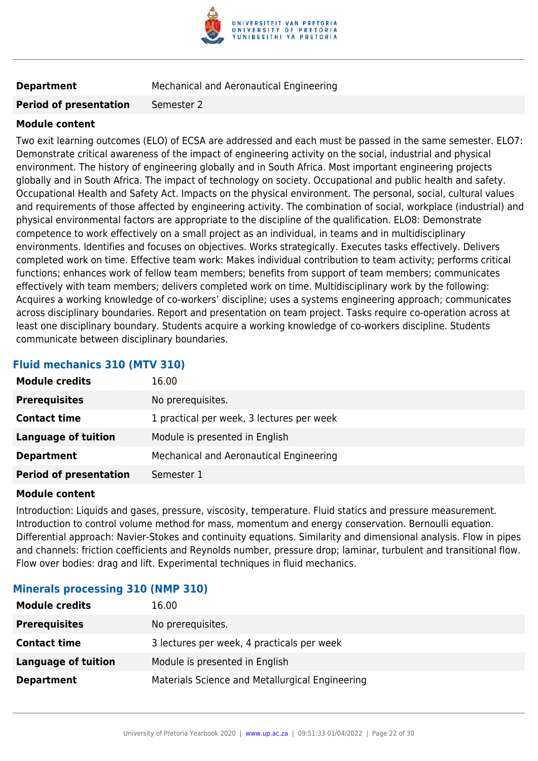| | |
|---|---|
| **Department** | Mechanical and Aeronautical Engineering |
| **Period of presentation** | Semester 2 |

**Module content**

Two exit learning outcomes (ELO) of ECSA are addressed and each must be passed in the same semester. ELO7: Demonstrate critical awareness of the impact of engineering activity on the social, industrial and physical environment. The history of engineering globally and in South Africa. Most important engineering projects globally and in South Africa. The impact of technology on society. Occupational and public health and safety. Occupational Health and Safety Act. Impacts on the physical environment. The personal, social, cultural values and requirements of those affected by engineering activity. The combination of social, workplace (industrial) and physical environmental factors are appropriate to the discipline of the qualification. ELO8: Demonstrate competence to work effectively on a small project as an individual, in teams and in multidisciplinary environments. Identifies and focuses on objectives. Works strategically. Executes tasks effectively. Delivers completed work on time. Effective team work: Makes individual contribution to team activity; performs critical functions; enhances work of fellow team members; benefits from support of team members; communicates effectively with team members; delivers completed work on time. Multidisciplinary work by the following: Acquires a working knowledge of co-workers' discipline; uses a systems engineering approach; communicates across disciplinary boundaries. Report and presentation on team project. Tasks require co-operation across at least one disciplinary boundary. Students acquire a working knowledge of co-workers discipline. Students communicate between disciplinary boundaries.

### Fluid mechanics 310 (MTV 310)

| | |
|---|---|
| **Module credits** | 16.00 |
| **Prerequisites** | No prerequisites. |
| **Contact time** | 1 practical per week, 3 lectures per week |
| **Language of tuition** | Module is presented in English |
| **Department** | Mechanical and Aeronautical Engineering |
| **Period of presentation** | Semester 1 |

**Module content**

Introduction: Liquids and gases, pressure, viscosity, temperature. Fluid statics and pressure measurement. Introduction to control volume method for mass, momentum and energy conservation. Bernoulli equation. Differential approach: Navier-Stokes and continuity equations. Similarity and dimensional analysis. Flow in pipes and channels: friction coefficients and Reynolds number, pressure drop; laminar, turbulent and transitional flow. Flow over bodies: drag and lift. Experimental techniques in fluid mechanics.

### Minerals processing 310 (NMP 310)

| | |
|---|---|
| **Module credits** | 16.00 |
| **Prerequisites** | No prerequisites. |
| **Contact time** | 3 lectures per week, 4 practicals per week |
| **Language of tuition** | Module is presented in English |
| **Department** | Materials Science and Metallurgical Engineering |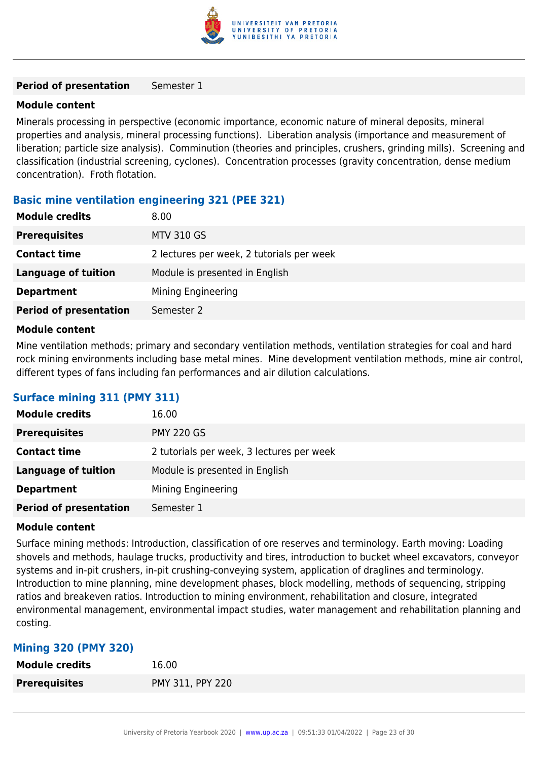| | |
|---|---|
| **Period of presentation** | Semester 1 |

**Module content**

Minerals processing in perspective (economic importance, economic nature of mineral deposits, mineral properties and analysis, mineral processing functions). Liberation analysis (importance and measurement of liberation; particle size analysis). Comminution (theories and principles, crushers, grinding mills). Screening and classification (industrial screening, cyclones). Concentration processes (gravity concentration, dense medium concentration). Froth flotation.

### Basic mine ventilation engineering 321 (PEE 321)

| | |
|---|---|
| **Module credits** | 8.00 |
| **Prerequisites** | MTV 310 GS |
| **Contact time** | 2 lectures per week, 2 tutorials per week |
| **Language of tuition** | Module is presented in English |
| **Department** | Mining Engineering |
| **Period of presentation** | Semester 2 |

**Module content**

Mine ventilation methods; primary and secondary ventilation methods, ventilation strategies for coal and hard rock mining environments including base metal mines. Mine development ventilation methods, mine air control, different types of fans including fan performances and air dilution calculations.

### Surface mining 311 (PMY 311)

| | |
|---|---|
| **Module credits** | 16.00 |
| **Prerequisites** | PMY 220 GS |
| **Contact time** | 2 tutorials per week, 3 lectures per week |
| **Language of tuition** | Module is presented in English |
| **Department** | Mining Engineering |
| **Period of presentation** | Semester 1 |

**Module content**

Surface mining methods: Introduction, classification of ore reserves and terminology. Earth moving: Loading shovels and methods, haulage trucks, productivity and tires, introduction to bucket wheel excavators, conveyor systems and in-pit crushers, in-pit crushing-conveying system, application of draglines and terminology. Introduction to mine planning, mine development phases, block modelling, methods of sequencing, stripping ratios and breakeven ratios. Introduction to mining environment, rehabilitation and closure, integrated environmental management, environmental impact studies, water management and rehabilitation planning and costing.

### Mining 320 (PMY 320)

| | |
|---|---|
| **Module credits** | 16.00 |
| **Prerequisites** | PMY 311, PPY 220 |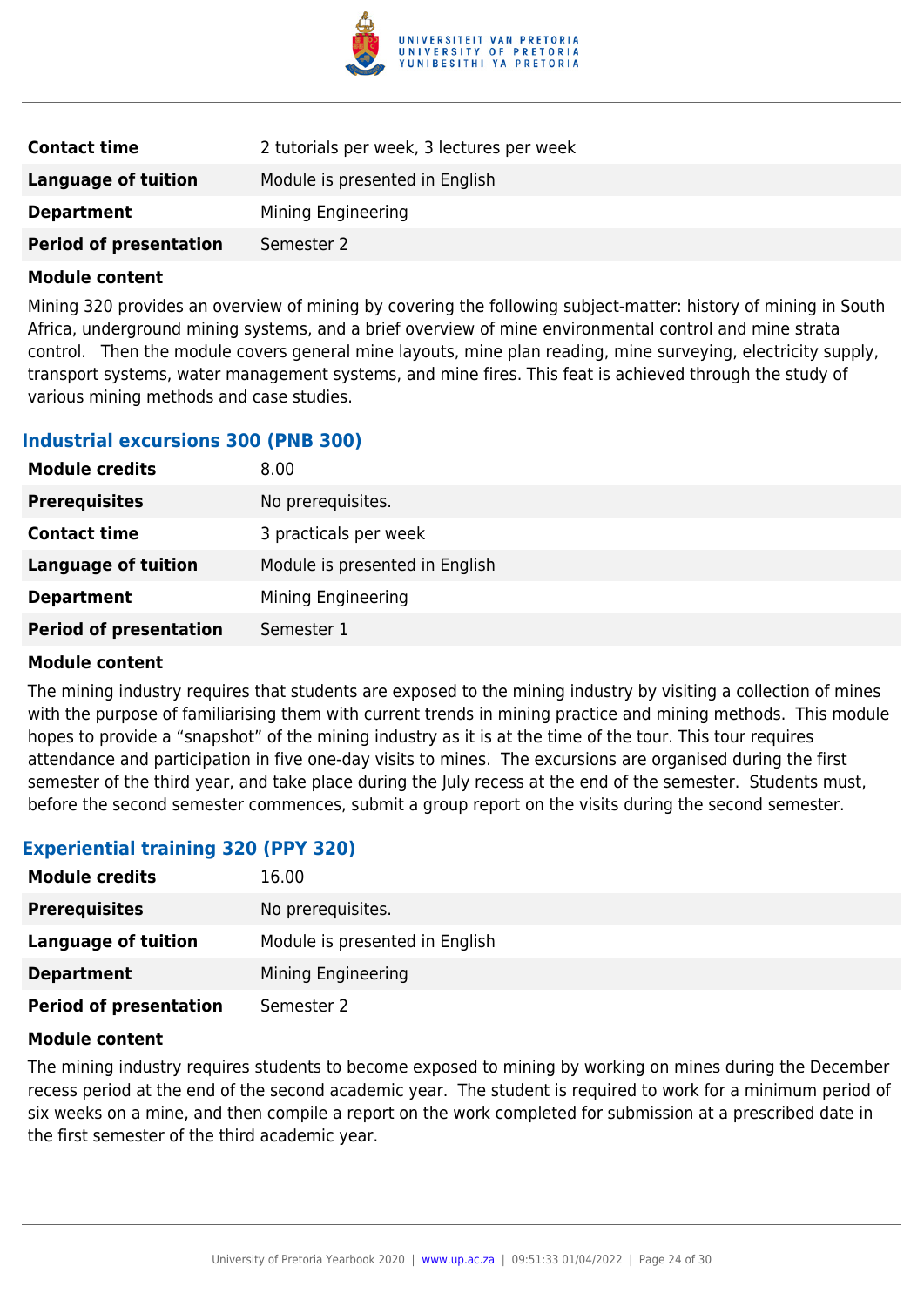| | |
|---|---|
| **Contact time** | 2 tutorials per week, 3 lectures per week |
| **Language of tuition** | Module is presented in English |
| **Department** | Mining Engineering |
| **Period of presentation** | Semester 2 |

**Module content**

Mining 320 provides an overview of mining by covering the following subject-matter: history of mining in South Africa, underground mining systems, and a brief overview of mine environmental control and mine strata control. Then the module covers general mine layouts, mine plan reading, mine surveying, electricity supply, transport systems, water management systems, and mine fires. This feat is achieved through the study of various mining methods and case studies.

### Industrial excursions 300 (PNB 300)

| | |
|---|---|
| **Module credits** | 8.00 |
| **Prerequisites** | No prerequisites. |
| **Contact time** | 3 practicals per week |
| **Language of tuition** | Module is presented in English |
| **Department** | Mining Engineering |
| **Period of presentation** | Semester 1 |

**Module content**

The mining industry requires that students are exposed to the mining industry by visiting a collection of mines with the purpose of familiarising them with current trends in mining practice and mining methods. This module hopes to provide a "snapshot" of the mining industry as it is at the time of the tour. This tour requires attendance and participation in five one-day visits to mines. The excursions are organised during the first semester of the third year, and take place during the July recess at the end of the semester. Students must, before the second semester commences, submit a group report on the visits during the second semester.

### Experiential training 320 (PPY 320)

| | |
|---|---|
| **Module credits** | 16.00 |
| **Prerequisites** | No prerequisites. |
| **Language of tuition** | Module is presented in English |
| **Department** | Mining Engineering |
| **Period of presentation** | Semester 2 |

**Module content**

The mining industry requires students to become exposed to mining by working on mines during the December recess period at the end of the second academic year. The student is required to work for a minimum period of six weeks on a mine, and then compile a report on the work completed for submission at a prescribed date in the first semester of the third academic year.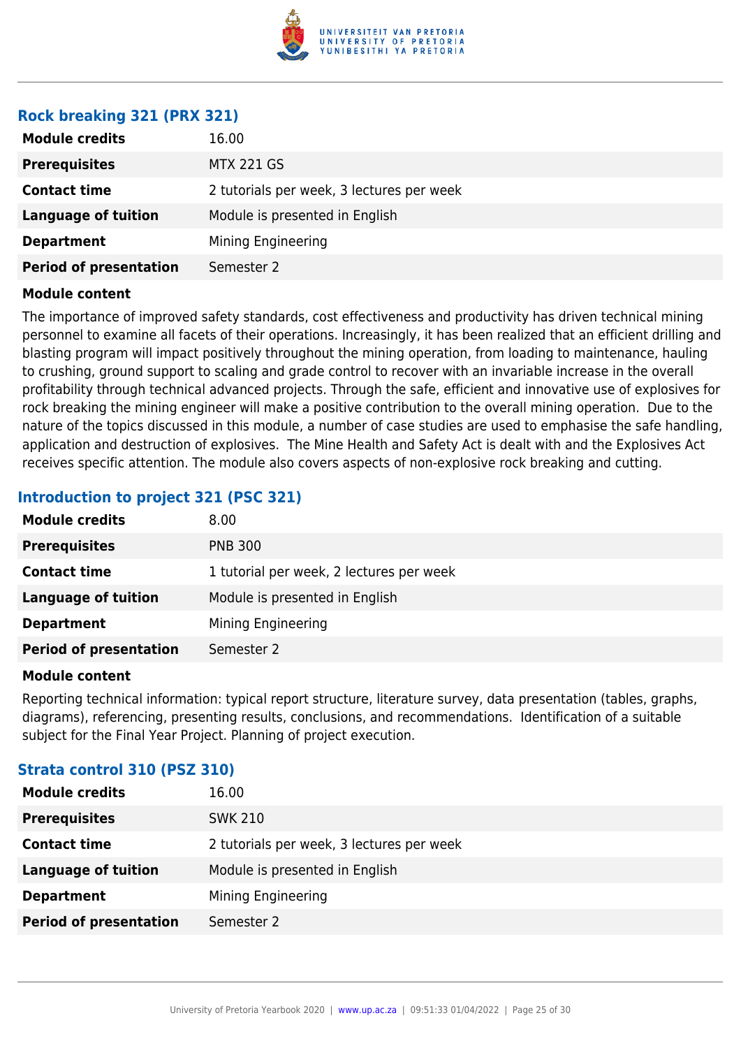### Rock breaking 321 (PRX 321)

| | |
|---|---|
| **Module credits** | 16.00 |
| **Prerequisites** | MTX 221 GS |
| **Contact time** | 2 tutorials per week, 3 lectures per week |
| **Language of tuition** | Module is presented in English |
| **Department** | Mining Engineering |
| **Period of presentation** | Semester 2 |

**Module content**

The importance of improved safety standards, cost effectiveness and productivity has driven technical mining personnel to examine all facets of their operations. Increasingly, it has been realized that an efficient drilling and blasting program will impact positively throughout the mining operation, from loading to maintenance, hauling to crushing, ground support to scaling and grade control to recover with an invariable increase in the overall profitability through technical advanced projects. Through the safe, efficient and innovative use of explosives for rock breaking the mining engineer will make a positive contribution to the overall mining operation. Due to the nature of the topics discussed in this module, a number of case studies are used to emphasise the safe handling, application and destruction of explosives. The Mine Health and Safety Act is dealt with and the Explosives Act receives specific attention. The module also covers aspects of non-explosive rock breaking and cutting.

### Introduction to project 321 (PSC 321)

| | |
|---|---|
| **Module credits** | 8.00 |
| **Prerequisites** | PNB 300 |
| **Contact time** | 1 tutorial per week, 2 lectures per week |
| **Language of tuition** | Module is presented in English |
| **Department** | Mining Engineering |
| **Period of presentation** | Semester 2 |

**Module content**

Reporting technical information: typical report structure, literature survey, data presentation (tables, graphs, diagrams), referencing, presenting results, conclusions, and recommendations. Identification of a suitable subject for the Final Year Project. Planning of project execution.

### Strata control 310 (PSZ 310)

| | |
|---|---|
| **Module credits** | 16.00 |
| **Prerequisites** | SWK 210 |
| **Contact time** | 2 tutorials per week, 3 lectures per week |
| **Language of tuition** | Module is presented in English |
| **Department** | Mining Engineering |
| **Period of presentation** | Semester 2 |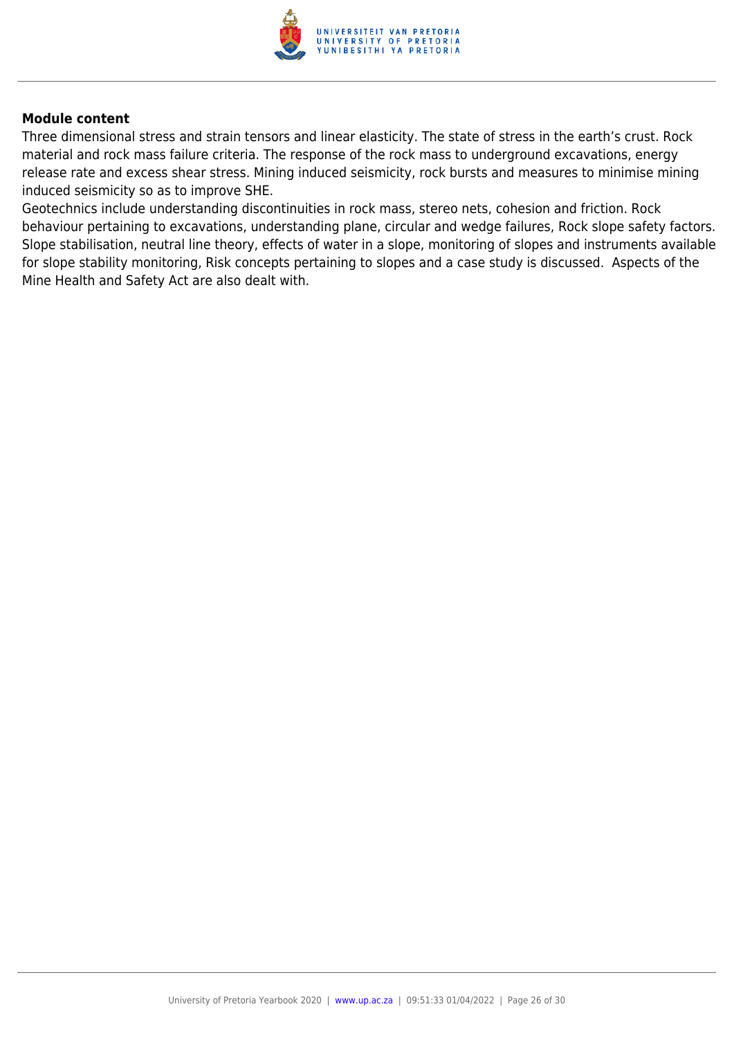**Module content**

Three dimensional stress and strain tensors and linear elasticity. The state of stress in the earth's crust. Rock material and rock mass failure criteria. The response of the rock mass to underground excavations, energy release rate and excess shear stress. Mining induced seismicity, rock bursts and measures to minimise mining induced seismicity so as to improve SHE.

Geotechnics include understanding discontinuities in rock mass, stereo nets, cohesion and friction. Rock behaviour pertaining to excavations, understanding plane, circular and wedge failures, Rock slope safety factors. Slope stabilisation, neutral line theory, effects of water in a slope, monitoring of slopes and instruments available for slope stability monitoring, Risk concepts pertaining to slopes and a case study is discussed. Aspects of the Mine Health and Safety Act are also dealt with.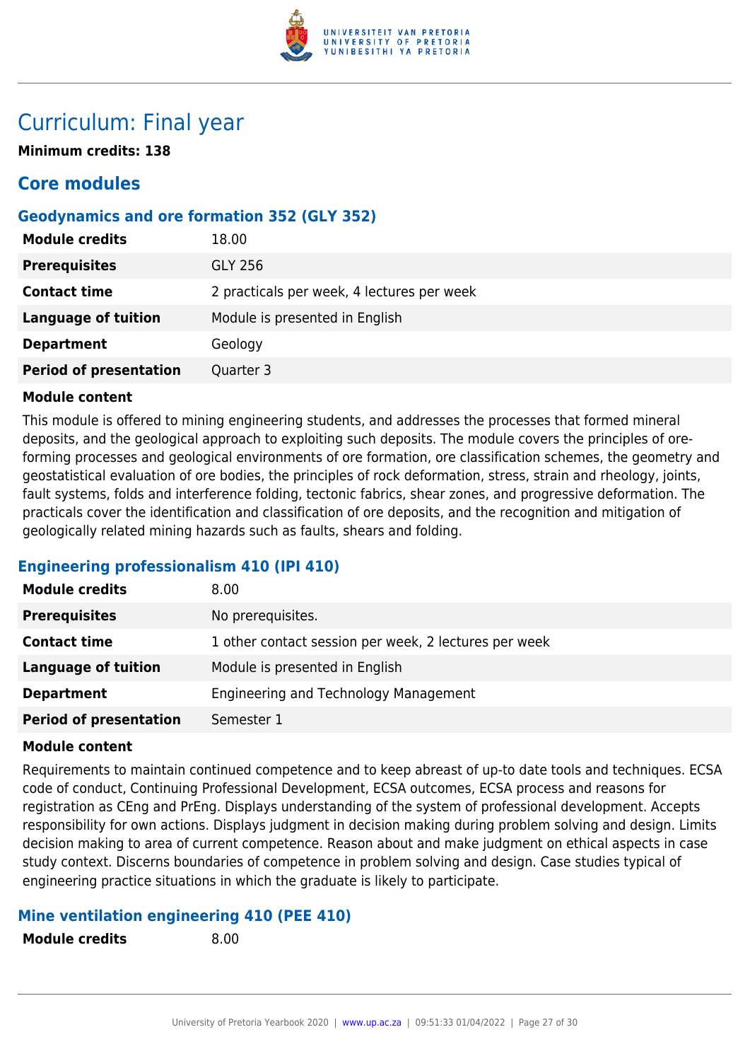# Curriculum: Final year

**Minimum credits: 138**

## Core modules

### Geodynamics and ore formation 352 (GLY 352)

| | |
|---|---|
| **Module credits** | 18.00 |
| **Prerequisites** | GLY 256 |
| **Contact time** | 2 practicals per week, 4 lectures per week |
| **Language of tuition** | Module is presented in English |
| **Department** | Geology |
| **Period of presentation** | Quarter 3 |

**Module content**

This module is offered to mining engineering students, and addresses the processes that formed mineral deposits, and the geological approach to exploiting such deposits. The module covers the principles of ore-forming processes and geological environments of ore formation, ore classification schemes, the geometry and geostatistical evaluation of ore bodies, the principles of rock deformation, stress, strain and rheology, joints, fault systems, folds and interference folding, tectonic fabrics, shear zones, and progressive deformation. The practicals cover the identification and classification of ore deposits, and the recognition and mitigation of geologically related mining hazards such as faults, shears and folding.

### Engineering professionalism 410 (IPI 410)

| | |
|---|---|
| **Module credits** | 8.00 |
| **Prerequisites** | No prerequisites. |
| **Contact time** | 1 other contact session per week, 2 lectures per week |
| **Language of tuition** | Module is presented in English |
| **Department** | Engineering and Technology Management |
| **Period of presentation** | Semester 1 |

**Module content**

Requirements to maintain continued competence and to keep abreast of up-to date tools and techniques. ECSA code of conduct, Continuing Professional Development, ECSA outcomes, ECSA process and reasons for registration as CEng and PrEng. Displays understanding of the system of professional development. Accepts responsibility for own actions. Displays judgment in decision making during problem solving and design. Limits decision making to area of current competence. Reason about and make judgment on ethical aspects in case study context. Discerns boundaries of competence in problem solving and design. Case studies typical of engineering practice situations in which the graduate is likely to participate.

### Mine ventilation engineering 410 (PEE 410)

| | |
|---|---|
| **Module credits** | 8.00 |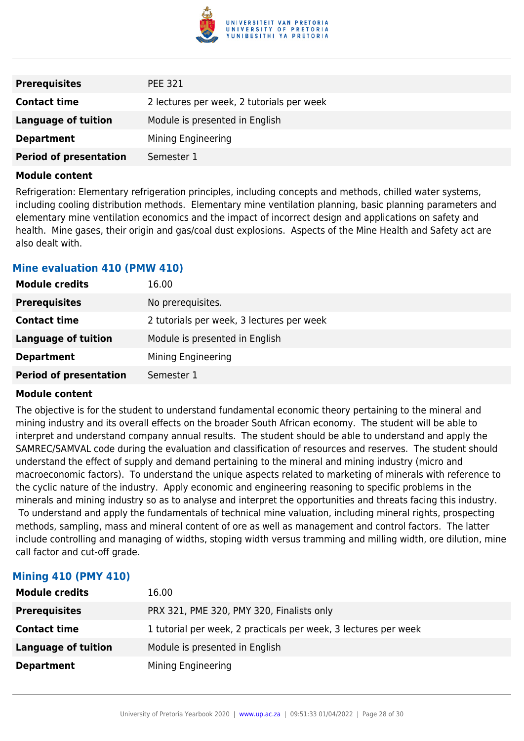| | |
|---|---|
| **Prerequisites** | PEE 321 |
| **Contact time** | 2 lectures per week, 2 tutorials per week |
| **Language of tuition** | Module is presented in English |
| **Department** | Mining Engineering |
| **Period of presentation** | Semester 1 |

**Module content**

Refrigeration: Elementary refrigeration principles, including concepts and methods, chilled water systems, including cooling distribution methods. Elementary mine ventilation planning, basic planning parameters and elementary mine ventilation economics and the impact of incorrect design and applications on safety and health. Mine gases, their origin and gas/coal dust explosions. Aspects of the Mine Health and Safety act are also dealt with.

### Mine evaluation 410 (PMW 410)

| | |
|---|---|
| **Module credits** | 16.00 |
| **Prerequisites** | No prerequisites. |
| **Contact time** | 2 tutorials per week, 3 lectures per week |
| **Language of tuition** | Module is presented in English |
| **Department** | Mining Engineering |
| **Period of presentation** | Semester 1 |

**Module content**

The objective is for the student to understand fundamental economic theory pertaining to the mineral and mining industry and its overall effects on the broader South African economy. The student will be able to interpret and understand company annual results. The student should be able to understand and apply the SAMREC/SAMVAL code during the evaluation and classification of resources and reserves. The student should understand the effect of supply and demand pertaining to the mineral and mining industry (micro and macroeconomic factors). To understand the unique aspects related to marketing of minerals with reference to the cyclic nature of the industry. Apply economic and engineering reasoning to specific problems in the minerals and mining industry so as to analyse and interpret the opportunities and threats facing this industry. To understand and apply the fundamentals of technical mine valuation, including mineral rights, prospecting methods, sampling, mass and mineral content of ore as well as management and control factors. The latter include controlling and managing of widths, stoping width versus tramming and milling width, ore dilution, mine call factor and cut-off grade.

### Mining 410 (PMY 410)

| | |
|---|---|
| **Module credits** | 16.00 |
| **Prerequisites** | PRX 321, PME 320, PMY 320, Finalists only |
| **Contact time** | 1 tutorial per week, 2 practicals per week, 3 lectures per week |
| **Language of tuition** | Module is presented in English |
| **Department** | Mining Engineering |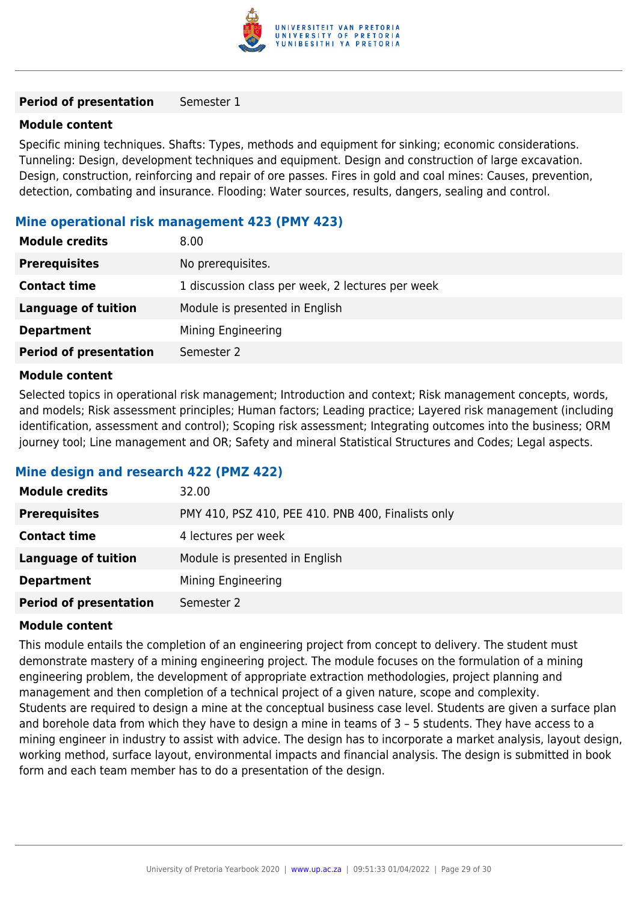| | |
|---|---|
| **Period of presentation** | Semester 1 |

**Module content**

Specific mining techniques. Shafts: Types, methods and equipment for sinking; economic considerations. Tunneling: Design, development techniques and equipment. Design and construction of large excavation. Design, construction, reinforcing and repair of ore passes. Fires in gold and coal mines: Causes, prevention, detection, combating and insurance. Flooding: Water sources, results, dangers, sealing and control.

### Mine operational risk management 423 (PMY 423)

| | |
|---|---|
| **Module credits** | 8.00 |
| **Prerequisites** | No prerequisites. |
| **Contact time** | 1 discussion class per week, 2 lectures per week |
| **Language of tuition** | Module is presented in English |
| **Department** | Mining Engineering |
| **Period of presentation** | Semester 2 |

**Module content**

Selected topics in operational risk management; Introduction and context; Risk management concepts, words, and models; Risk assessment principles; Human factors; Leading practice; Layered risk management (including identification, assessment and control); Scoping risk assessment; Integrating outcomes into the business; ORM journey tool; Line management and OR; Safety and mineral Statistical Structures and Codes; Legal aspects.

### Mine design and research 422 (PMZ 422)

| | |
|---|---|
| **Module credits** | 32.00 |
| **Prerequisites** | PMY 410, PSZ 410, PEE 410. PNB 400, Finalists only |
| **Contact time** | 4 lectures per week |
| **Language of tuition** | Module is presented in English |
| **Department** | Mining Engineering |
| **Period of presentation** | Semester 2 |

**Module content**

This module entails the completion of an engineering project from concept to delivery. The student must demonstrate mastery of a mining engineering project. The module focuses on the formulation of a mining engineering problem, the development of appropriate extraction methodologies, project planning and management and then completion of a technical project of a given nature, scope and complexity.
Students are required to design a mine at the conceptual business case level. Students are given a surface plan and borehole data from which they have to design a mine in teams of 3 – 5 students. They have access to a mining engineer in industry to assist with advice. The design has to incorporate a market analysis, layout design, working method, surface layout, environmental impacts and financial analysis. The design is submitted in book form and each team member has to do a presentation of the design.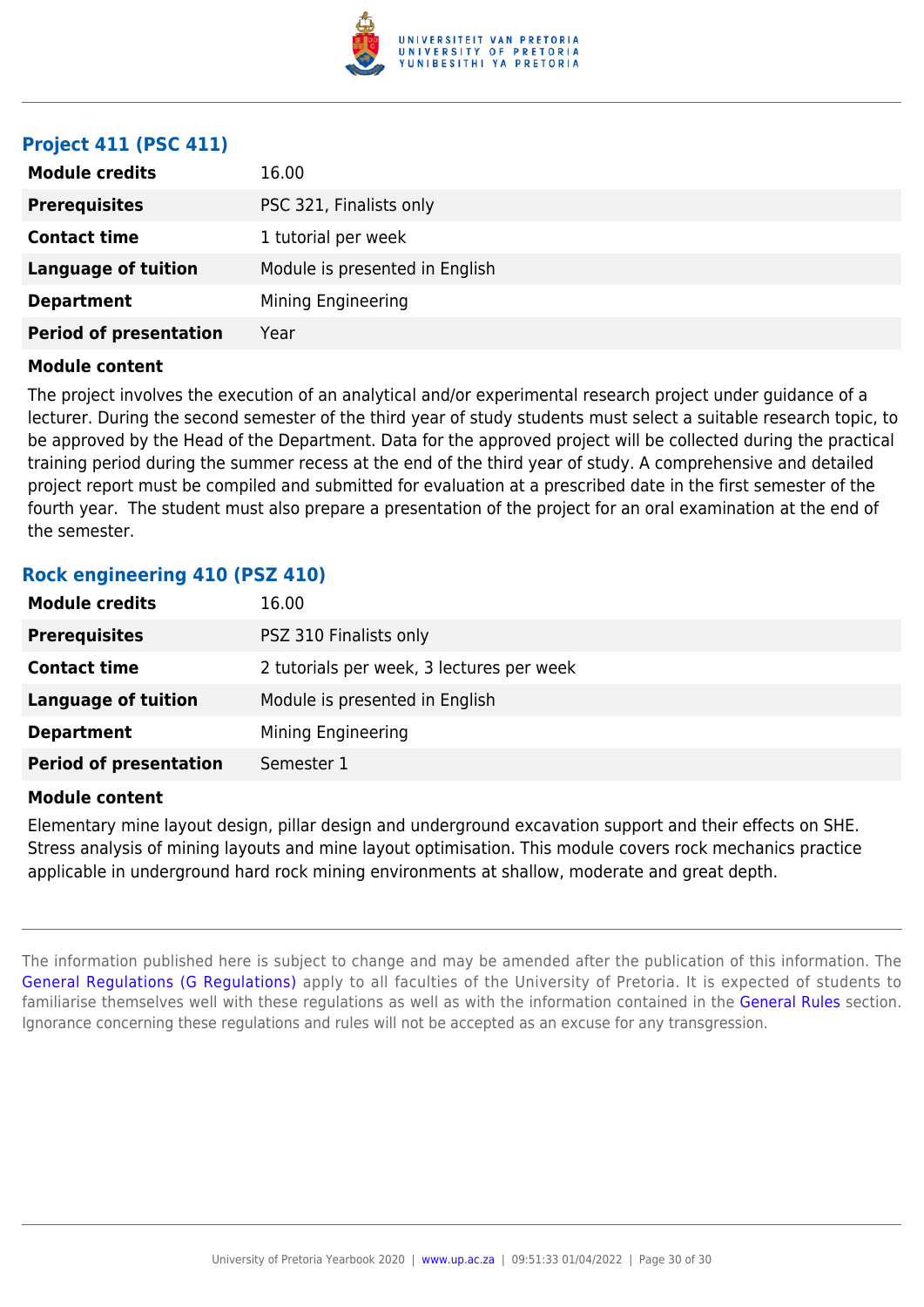### Project 411 (PSC 411)

| | |
|---|---|
| **Module credits** | 16.00 |
| **Prerequisites** | PSC 321, Finalists only |
| **Contact time** | 1 tutorial per week |
| **Language of tuition** | Module is presented in English |
| **Department** | Mining Engineering |
| **Period of presentation** | Year |

**Module content**

The project involves the execution of an analytical and/or experimental research project under guidance of a lecturer. During the second semester of the third year of study students must select a suitable research topic, to be approved by the Head of the Department. Data for the approved project will be collected during the practical training period during the summer recess at the end of the third year of study. A comprehensive and detailed project report must be compiled and submitted for evaluation at a prescribed date in the first semester of the fourth year. The student must also prepare a presentation of the project for an oral examination at the end of the semester.

### Rock engineering 410 (PSZ 410)

| | |
|---|---|
| **Module credits** | 16.00 |
| **Prerequisites** | PSZ 310 Finalists only |
| **Contact time** | 2 tutorials per week, 3 lectures per week |
| **Language of tuition** | Module is presented in English |
| **Department** | Mining Engineering |
| **Period of presentation** | Semester 1 |

**Module content**

Elementary mine layout design, pillar design and underground excavation support and their effects on SHE. Stress analysis of mining layouts and mine layout optimisation. This module covers rock mechanics practice applicable in underground hard rock mining environments at shallow, moderate and great depth.

---

The information published here is subject to change and may be amended after the publication of this information. The General Regulations (G Regulations) apply to all faculties of the University of Pretoria. It is expected of students to familiarise themselves well with these regulations as well as with the information contained in the General Rules section. Ignorance concerning these regulations and rules will not be accepted as an excuse for any transgression.